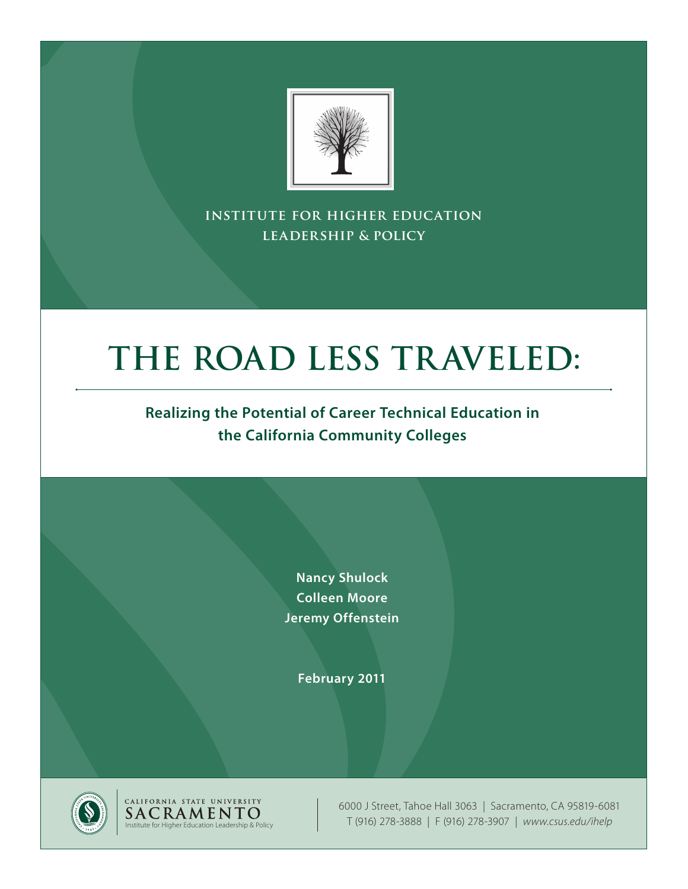INSTITUTE FOR HIGHER EDUCATION
LEADERSHIP & POLICY

# THE ROAD LESS TRAVELED:

## Realizing the Potential of Career Technical Education in the California Community Colleges

**Nancy Shulock**
**Colleen Moore**
**Jeremy Offenstein**

**February 2011**

CALIFORNIA STATE UNIVERSITY
SACRAMENTO
Institute for Higher Education Leadership & Policy

6000 J Street, Tahoe Hall 3063 | Sacramento, CA 95819-6081
T (916) 278-3888 | F (916) 278-3907 | *www.csus.edu/ihelp*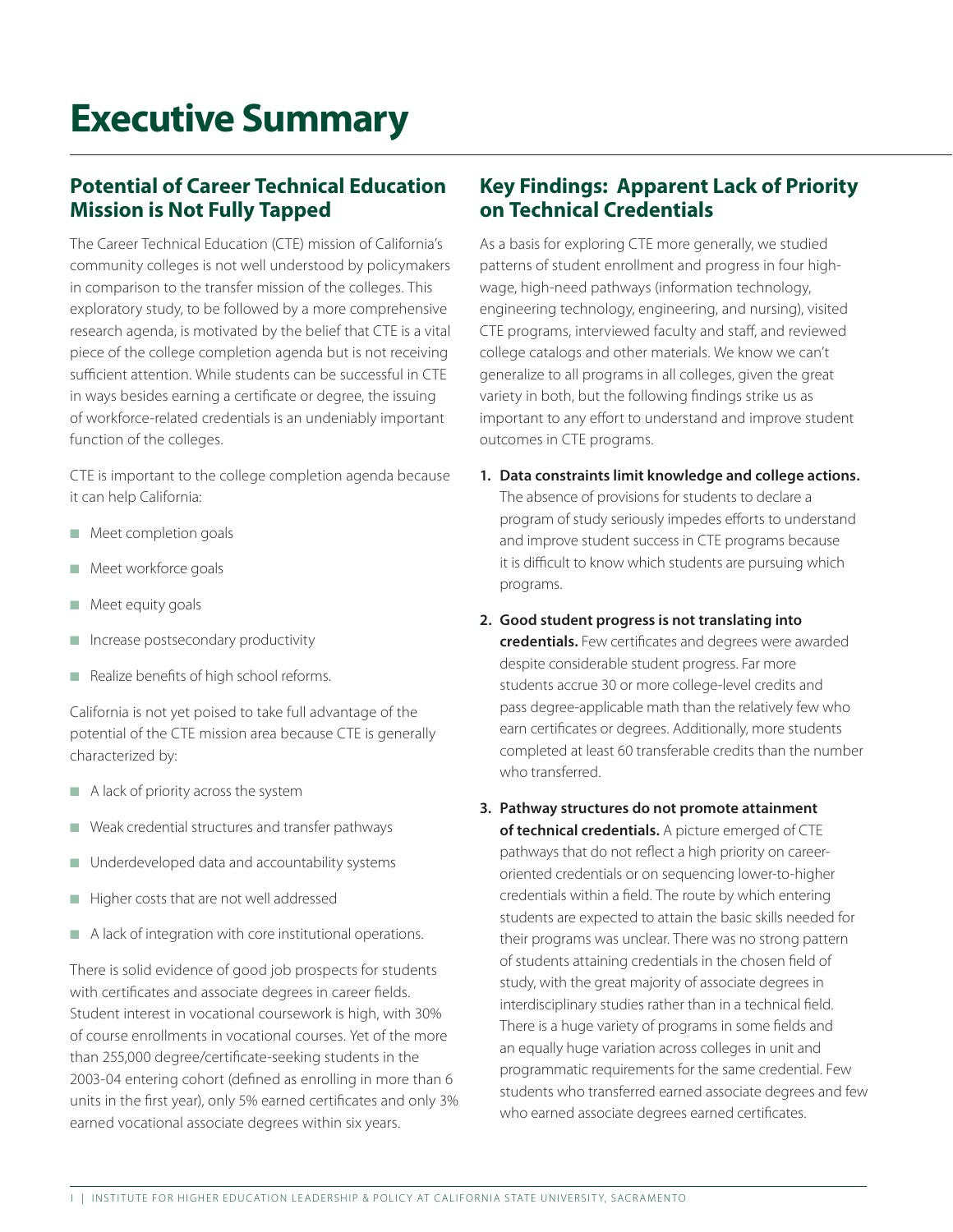# Executive Summary

## Potential of Career Technical Education Mission is Not Fully Tapped

The Career Technical Education (CTE) mission of California's community colleges is not well understood by policymakers in comparison to the transfer mission of the colleges. This exploratory study, to be followed by a more comprehensive research agenda, is motivated by the belief that CTE is a vital piece of the college completion agenda but is not receiving sufficient attention. While students can be successful in CTE in ways besides earning a certificate or degree, the issuing of workforce-related credentials is an undeniably important function of the colleges.

CTE is important to the college completion agenda because it can help California:

- Meet completion goals
- Meet workforce goals
- Meet equity goals
- Increase postsecondary productivity
- Realize benefits of high school reforms.

California is not yet poised to take full advantage of the potential of the CTE mission area because CTE is generally characterized by:

- A lack of priority across the system
- Weak credential structures and transfer pathways
- Underdeveloped data and accountability systems
- Higher costs that are not well addressed
- A lack of integration with core institutional operations.

There is solid evidence of good job prospects for students with certificates and associate degrees in career fields. Student interest in vocational coursework is high, with 30% of course enrollments in vocational courses. Yet of the more than 255,000 degree/certificate-seeking students in the 2003-04 entering cohort (defined as enrolling in more than 6 units in the first year), only 5% earned certificates and only 3% earned vocational associate degrees within six years.

## Key Findings: Apparent Lack of Priority on Technical Credentials

As a basis for exploring CTE more generally, we studied patterns of student enrollment and progress in four high-wage, high-need pathways (information technology, engineering technology, engineering, and nursing), visited CTE programs, interviewed faculty and staff, and reviewed college catalogs and other materials. We know we can't generalize to all programs in all colleges, given the great variety in both, but the following findings strike us as important to any effort to understand and improve student outcomes in CTE programs.

1. **Data constraints limit knowledge and college actions.** The absence of provisions for students to declare a program of study seriously impedes efforts to understand and improve student success in CTE programs because it is difficult to know which students are pursuing which programs.

2. **Good student progress is not translating into credentials.** Few certificates and degrees were awarded despite considerable student progress. Far more students accrue 30 or more college-level credits and pass degree-applicable math than the relatively few who earn certificates or degrees. Additionally, more students completed at least 60 transferable credits than the number who transferred.

3. **Pathway structures do not promote attainment of technical credentials.** A picture emerged of CTE pathways that do not reflect a high priority on career-oriented credentials or on sequencing lower-to-higher credentials within a field. The route by which entering students are expected to attain the basic skills needed for their programs was unclear. There was no strong pattern of students attaining credentials in the chosen field of study, with the great majority of associate degrees in interdisciplinary studies rather than in a technical field. There is a huge variety of programs in some fields and an equally huge variation across colleges in unit and programmatic requirements for the same credential. Few students who transferred earned associate degrees and few who earned associate degrees earned certificates.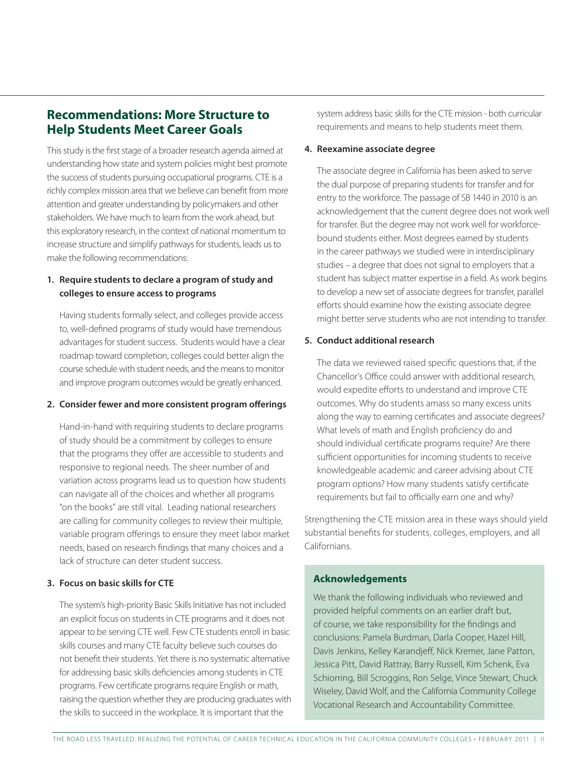## Recommendations: More Structure to Help Students Meet Career Goals

This study is the first stage of a broader research agenda aimed at understanding how state and system policies might best promote the success of students pursuing occupational programs. CTE is a richly complex mission area that we believe can benefit from more attention and greater understanding by policymakers and other stakeholders. We have much to learn from the work ahead, but this exploratory research, in the context of national momentum to increase structure and simplify pathways for students, leads us to make the following recommendations:

**1. Require students to declare a program of study and colleges to ensure access to programs**

Having students formally select, and colleges provide access to, well-defined programs of study would have tremendous advantages for student success. Students would have a clear roadmap toward completion, colleges could better align the course schedule with student needs, and the means to monitor and improve program outcomes would be greatly enhanced.

**2. Consider fewer and more consistent program offerings**

Hand-in-hand with requiring students to declare programs of study should be a commitment by colleges to ensure that the programs they offer are accessible to students and responsive to regional needs. The sheer number of and variation across programs lead us to question how students can navigate all of the choices and whether all programs "on the books" are still vital. Leading national researchers are calling for community colleges to review their multiple, variable program offerings to ensure they meet labor market needs, based on research findings that many choices and a lack of structure can deter student success.

**3. Focus on basic skills for CTE**

The system's high-priority Basic Skills Initiative has not included an explicit focus on students in CTE programs and it does not appear to be serving CTE well. Few CTE students enroll in basic skills courses and many CTE faculty believe such courses do not benefit their students. Yet there is no systematic alternative for addressing basic skills deficiencies among students in CTE programs. Few certificate programs require English or math, raising the question whether they are producing graduates with the skills to succeed in the workplace. It is important that the system address basic skills for the CTE mission - both curricular requirements and means to help students meet them.

**4. Reexamine associate degree**

The associate degree in California has been asked to serve the dual purpose of preparing students for transfer and for entry to the workforce. The passage of SB 1440 in 2010 is an acknowledgement that the current degree does not work well for transfer. But the degree may not work well for workforce-bound students either. Most degrees earned by students in the career pathways we studied were in interdisciplinary studies – a degree that does not signal to employers that a student has subject matter expertise in a field. As work begins to develop a new set of associate degrees for transfer, parallel efforts should examine how the existing associate degree might better serve students who are not intending to transfer.

**5. Conduct additional research**

The data we reviewed raised specific questions that, if the Chancellor's Office could answer with additional research, would expedite efforts to understand and improve CTE outcomes. Why do students amass so many excess units along the way to earning certificates and associate degrees? What levels of math and English proficiency do and should individual certificate programs require? Are there sufficient opportunities for incoming students to receive knowledgeable academic and career advising about CTE program options? How many students satisfy certificate requirements but fail to officially earn one and why?

Strengthening the CTE mission area in these ways should yield substantial benefits for students, colleges, employers, and all Californians.

### Acknowledgements

We thank the following individuals who reviewed and provided helpful comments on an earlier draft but, of course, we take responsibility for the findings and conclusions: Pamela Burdman, Darla Cooper, Hazel Hill, Davis Jenkins, Kelley Karandjeff, Nick Kremer, Jane Patton, Jessica Pitt, David Rattray, Barry Russell, Kim Schenk, Eva Schiorring, Bill Scroggins, Ron Selge, Vince Stewart, Chuck Wiseley, David Wolf, and the California Community College Vocational Research and Accountability Committee.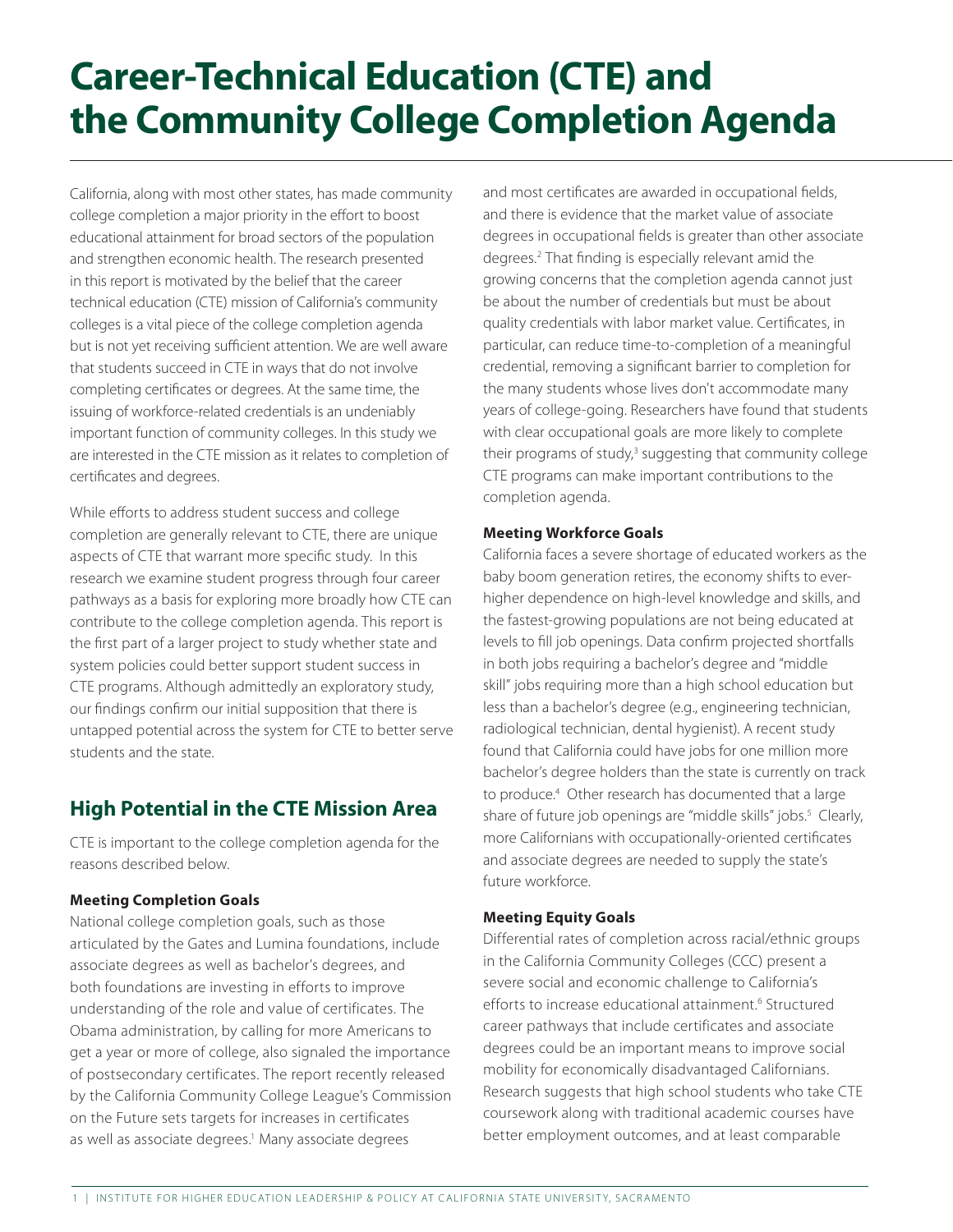# Career-Technical Education (CTE) and the Community College Completion Agenda

California, along with most other states, has made community college completion a major priority in the effort to boost educational attainment for broad sectors of the population and strengthen economic health. The research presented in this report is motivated by the belief that the career technical education (CTE) mission of California's community colleges is a vital piece of the college completion agenda but is not yet receiving sufficient attention. We are well aware that students succeed in CTE in ways that do not involve completing certificates or degrees. At the same time, the issuing of workforce-related credentials is an undeniably important function of community colleges. In this study we are interested in the CTE mission as it relates to completion of certificates and degrees.

While efforts to address student success and college completion are generally relevant to CTE, there are unique aspects of CTE that warrant more specific study. In this research we examine student progress through four career pathways as a basis for exploring more broadly how CTE can contribute to the college completion agenda. This report is the first part of a larger project to study whether state and system policies could better support student success in CTE programs. Although admittedly an exploratory study, our findings confirm our initial supposition that there is untapped potential across the system for CTE to better serve students and the state.

## High Potential in the CTE Mission Area

CTE is important to the college completion agenda for the reasons described below.

**Meeting Completion Goals**

National college completion goals, such as those articulated by the Gates and Lumina foundations, include associate degrees as well as bachelor's degrees, and both foundations are investing in efforts to improve understanding of the role and value of certificates. The Obama administration, by calling for more Americans to get a year or more of college, also signaled the importance of postsecondary certificates. The report recently released by the California Community College League's Commission on the Future sets targets for increases in certificates as well as associate degrees.[1] Many associate degrees and most certificates are awarded in occupational fields, and there is evidence that the market value of associate degrees in occupational fields is greater than other associate degrees.[2] That finding is especially relevant amid the growing concerns that the completion agenda cannot just be about the number of credentials but must be about quality credentials with labor market value. Certificates, in particular, can reduce time-to-completion of a meaningful credential, removing a significant barrier to completion for the many students whose lives don't accommodate many years of college-going. Researchers have found that students with clear occupational goals are more likely to complete their programs of study,[3] suggesting that community college CTE programs can make important contributions to the completion agenda.

**Meeting Workforce Goals**

California faces a severe shortage of educated workers as the baby boom generation retires, the economy shifts to ever-higher dependence on high-level knowledge and skills, and the fastest-growing populations are not being educated at levels to fill job openings. Data confirm projected shortfalls in both jobs requiring a bachelor's degree and "middle skill" jobs requiring more than a high school education but less than a bachelor's degree (e.g., engineering technician, radiological technician, dental hygienist). A recent study found that California could have jobs for one million more bachelor's degree holders than the state is currently on track to produce.[4] Other research has documented that a large share of future job openings are "middle skills" jobs.[5] Clearly, more Californians with occupationally-oriented certificates and associate degrees are needed to supply the state's future workforce.

**Meeting Equity Goals**

Differential rates of completion across racial/ethnic groups in the California Community Colleges (CCC) present a severe social and economic challenge to California's efforts to increase educational attainment.[6] Structured career pathways that include certificates and associate degrees could be an important means to improve social mobility for economically disadvantaged Californians. Research suggests that high school students who take CTE coursework along with traditional academic courses have better employment outcomes, and at least comparable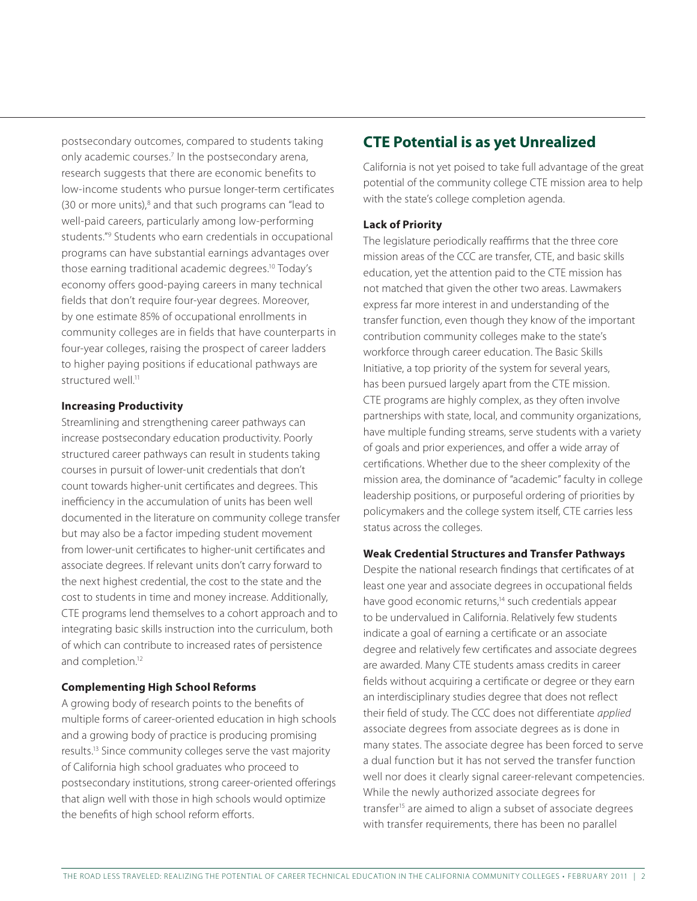postsecondary outcomes, compared to students taking only academic courses.[7] In the postsecondary arena, research suggests that there are economic benefits to low-income students who pursue longer-term certificates (30 or more units),[8] and that such programs can "lead to well-paid careers, particularly among low-performing students."[9] Students who earn credentials in occupational programs can have substantial earnings advantages over those earning traditional academic degrees.[10] Today's economy offers good-paying careers in many technical fields that don't require four-year degrees. Moreover, by one estimate 85% of occupational enrollments in community colleges are in fields that have counterparts in four-year colleges, raising the prospect of career ladders to higher paying positions if educational pathways are structured well.[11]

**Increasing Productivity**

Streamlining and strengthening career pathways can increase postsecondary education productivity. Poorly structured career pathways can result in students taking courses in pursuit of lower-unit credentials that don't count towards higher-unit certificates and degrees. This inefficiency in the accumulation of units has been well documented in the literature on community college transfer but may also be a factor impeding student movement from lower-unit certificates to higher-unit certificates and associate degrees. If relevant units don't carry forward to the next highest credential, the cost to the state and the cost to students in time and money increase. Additionally, CTE programs lend themselves to a cohort approach and to integrating basic skills instruction into the curriculum, both of which can contribute to increased rates of persistence and completion.[12]

**Complementing High School Reforms**

A growing body of research points to the benefits of multiple forms of career-oriented education in high schools and a growing body of practice is producing promising results.[13] Since community colleges serve the vast majority of California high school graduates who proceed to postsecondary institutions, strong career-oriented offerings that align well with those in high schools would optimize the benefits of high school reform efforts.

## CTE Potential is as yet Unrealized

California is not yet poised to take full advantage of the great potential of the community college CTE mission area to help with the state's college completion agenda.

**Lack of Priority**

The legislature periodically reaffirms that the three core mission areas of the CCC are transfer, CTE, and basic skills education, yet the attention paid to the CTE mission has not matched that given the other two areas. Lawmakers express far more interest in and understanding of the transfer function, even though they know of the important contribution community colleges make to the state's workforce through career education. The Basic Skills Initiative, a top priority of the system for several years, has been pursued largely apart from the CTE mission. CTE programs are highly complex, as they often involve partnerships with state, local, and community organizations, have multiple funding streams, serve students with a variety of goals and prior experiences, and offer a wide array of certifications. Whether due to the sheer complexity of the mission area, the dominance of "academic" faculty in college leadership positions, or purposeful ordering of priorities by policymakers and the college system itself, CTE carries less status across the colleges.

**Weak Credential Structures and Transfer Pathways**

Despite the national research findings that certificates of at least one year and associate degrees in occupational fields have good economic returns,[14] such credentials appear to be undervalued in California. Relatively few students indicate a goal of earning a certificate or an associate degree and relatively few certificates and associate degrees are awarded. Many CTE students amass credits in career fields without acquiring a certificate or degree or they earn an interdisciplinary studies degree that does not reflect their field of study. The CCC does not differentiate *applied* associate degrees from associate degrees as is done in many states. The associate degree has been forced to serve a dual function but it has not served the transfer function well nor does it clearly signal career-relevant competencies. While the newly authorized associate degrees for transfer[15] are aimed to align a subset of associate degrees with transfer requirements, there has been no parallel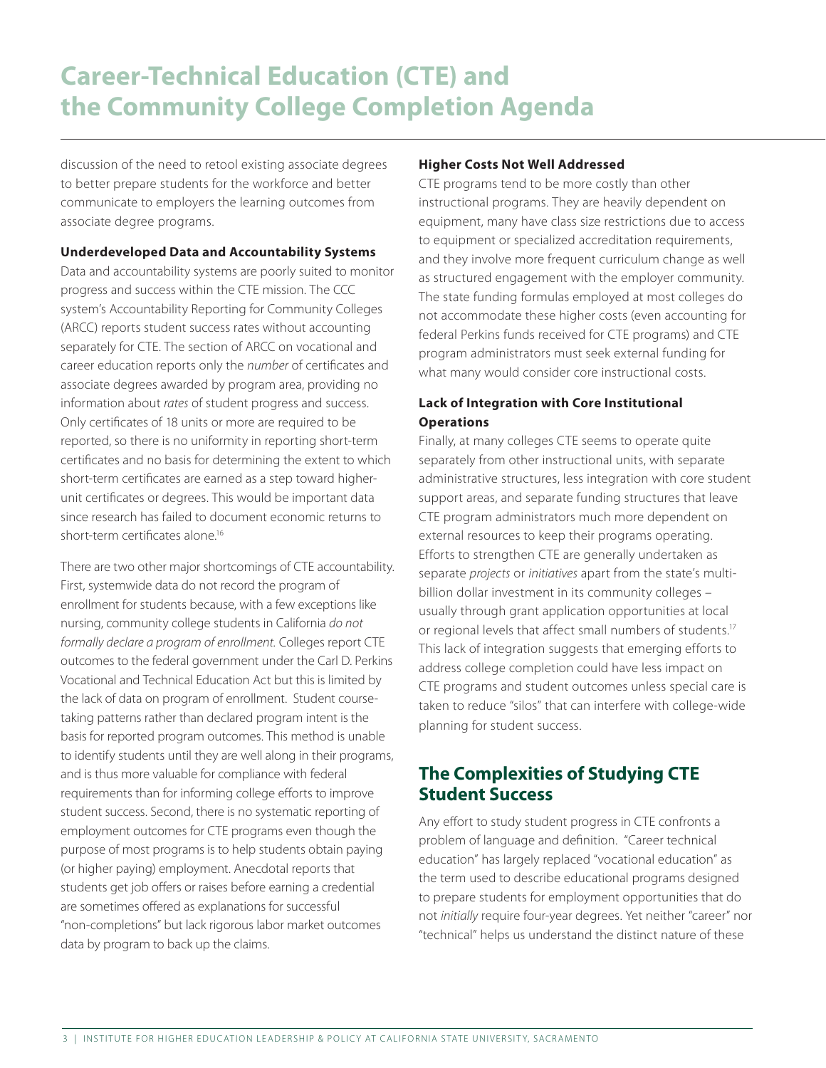discussion of the need to retool existing associate degrees to better prepare students for the workforce and better communicate to employers the learning outcomes from associate degree programs.

**Underdeveloped Data and Accountability Systems**

Data and accountability systems are poorly suited to monitor progress and success within the CTE mission. The CCC system's Accountability Reporting for Community Colleges (ARCC) reports student success rates without accounting separately for CTE. The section of ARCC on vocational and career education reports only the *number* of certificates and associate degrees awarded by program area, providing no information about *rates* of student progress and success. Only certificates of 18 units or more are required to be reported, so there is no uniformity in reporting short-term certificates and no basis for determining the extent to which short-term certificates are earned as a step toward higher-unit certificates or degrees. This would be important data since research has failed to document economic returns to short-term certificates alone.[16]

There are two other major shortcomings of CTE accountability. First, systemwide data do not record the program of enrollment for students because, with a few exceptions like nursing, community college students in California *do not formally declare a program of enrollment.* Colleges report CTE outcomes to the federal government under the Carl D. Perkins Vocational and Technical Education Act but this is limited by the lack of data on program of enrollment. Student course-taking patterns rather than declared program intent is the basis for reported program outcomes. This method is unable to identify students until they are well along in their programs, and is thus more valuable for compliance with federal requirements than for informing college efforts to improve student success. Second, there is no systematic reporting of employment outcomes for CTE programs even though the purpose of most programs is to help students obtain paying (or higher paying) employment. Anecdotal reports that students get job offers or raises before earning a credential are sometimes offered as explanations for successful "non-completions" but lack rigorous labor market outcomes data by program to back up the claims.

**Higher Costs Not Well Addressed**

CTE programs tend to be more costly than other instructional programs. They are heavily dependent on equipment, many have class size restrictions due to access to equipment or specialized accreditation requirements, and they involve more frequent curriculum change as well as structured engagement with the employer community. The state funding formulas employed at most colleges do not accommodate these higher costs (even accounting for federal Perkins funds received for CTE programs) and CTE program administrators must seek external funding for what many would consider core instructional costs.

**Lack of Integration with Core Institutional Operations**

Finally, at many colleges CTE seems to operate quite separately from other instructional units, with separate administrative structures, less integration with core student support areas, and separate funding structures that leave CTE program administrators much more dependent on external resources to keep their programs operating. Efforts to strengthen CTE are generally undertaken as separate *projects* or *initiatives* apart from the state's multi-billion dollar investment in its community colleges – usually through grant application opportunities at local or regional levels that affect small numbers of students.[17] This lack of integration suggests that emerging efforts to address college completion could have less impact on CTE programs and student outcomes unless special care is taken to reduce "silos" that can interfere with college-wide planning for student success.

## The Complexities of Studying CTE Student Success

Any effort to study student progress in CTE confronts a problem of language and definition. "Career technical education" has largely replaced "vocational education" as the term used to describe educational programs designed to prepare students for employment opportunities that do not *initially* require four-year degrees. Yet neither "career" nor "technical" helps us understand the distinct nature of these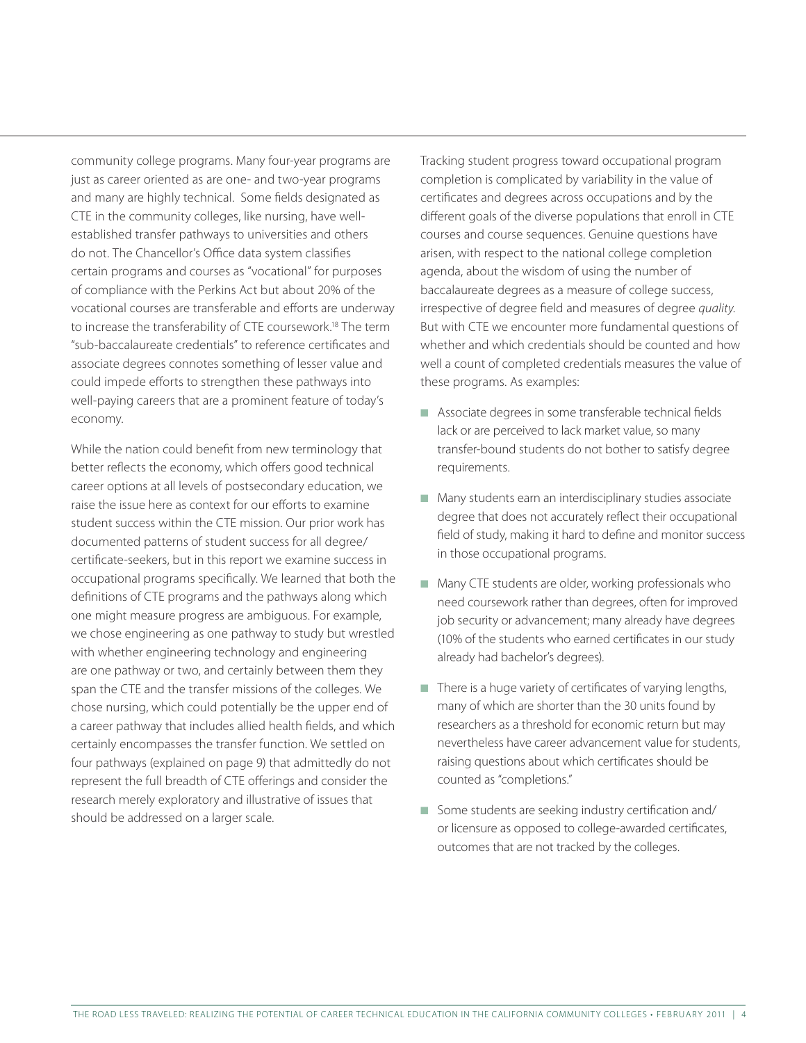community college programs. Many four-year programs are just as career oriented as are one- and two-year programs and many are highly technical. Some fields designated as CTE in the community colleges, like nursing, have well-established transfer pathways to universities and others do not. The Chancellor's Office data system classifies certain programs and courses as "vocational" for purposes of compliance with the Perkins Act but about 20% of the vocational courses are transferable and efforts are underway to increase the transferability of CTE coursework.[18] The term "sub-baccalaureate credentials" to reference certificates and associate degrees connotes something of lesser value and could impede efforts to strengthen these pathways into well-paying careers that are a prominent feature of today's economy.

While the nation could benefit from new terminology that better reflects the economy, which offers good technical career options at all levels of postsecondary education, we raise the issue here as context for our efforts to examine student success within the CTE mission. Our prior work has documented patterns of student success for all degree/certificate-seekers, but in this report we examine success in occupational programs specifically. We learned that both the definitions of CTE programs and the pathways along which one might measure progress are ambiguous. For example, we chose engineering as one pathway to study but wrestled with whether engineering technology and engineering are one pathway or two, and certainly between them they span the CTE and the transfer missions of the colleges. We chose nursing, which could potentially be the upper end of a career pathway that includes allied health fields, and which certainly encompasses the transfer function. We settled on four pathways (explained on page 9) that admittedly do not represent the full breadth of CTE offerings and consider the research merely exploratory and illustrative of issues that should be addressed on a larger scale.

Tracking student progress toward occupational program completion is complicated by variability in the value of certificates and degrees across occupations and by the different goals of the diverse populations that enroll in CTE courses and course sequences. Genuine questions have arisen, with respect to the national college completion agenda, about the wisdom of using the number of baccalaureate degrees as a measure of college success, irrespective of degree field and measures of degree *quality*. But with CTE we encounter more fundamental questions of whether and which credentials should be counted and how well a count of completed credentials measures the value of these programs. As examples:

- Associate degrees in some transferable technical fields lack or are perceived to lack market value, so many transfer-bound students do not bother to satisfy degree requirements.
- Many students earn an interdisciplinary studies associate degree that does not accurately reflect their occupational field of study, making it hard to define and monitor success in those occupational programs.
- Many CTE students are older, working professionals who need coursework rather than degrees, often for improved job security or advancement; many already have degrees (10% of the students who earned certificates in our study already had bachelor's degrees).
- There is a huge variety of certificates of varying lengths, many of which are shorter than the 30 units found by researchers as a threshold for economic return but may nevertheless have career advancement value for students, raising questions about which certificates should be counted as "completions."
- Some students are seeking industry certification and/or licensure as opposed to college-awarded certificates, outcomes that are not tracked by the colleges.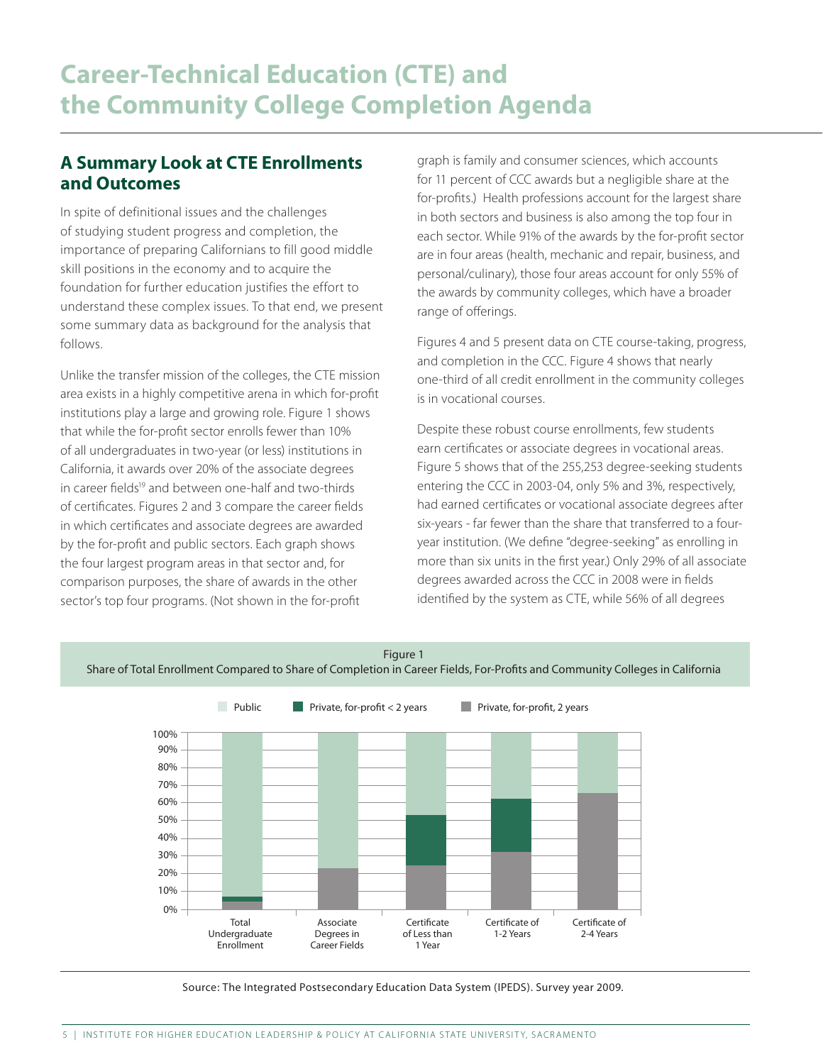# Career-Technical Education (CTE) and the Community College Completion Agenda

## A Summary Look at CTE Enrollments and Outcomes

In spite of definitional issues and the challenges of studying student progress and completion, the importance of preparing Californians to fill good middle skill positions in the economy and to acquire the foundation for further education justifies the effort to understand these complex issues. To that end, we present some summary data as background for the analysis that follows.

Unlike the transfer mission of the colleges, the CTE mission area exists in a highly competitive arena in which for-profit institutions play a large and growing role. Figure 1 shows that while the for-profit sector enrolls fewer than 10% of all undergraduates in two-year (or less) institutions in California, it awards over 20% of the associate degrees in career fields[19] and between one-half and two-thirds of certificates. Figures 2 and 3 compare the career fields in which certificates and associate degrees are awarded by the for-profit and public sectors. Each graph shows the four largest program areas in that sector and, for comparison purposes, the share of awards in the other sector's top four programs. (Not shown in the for-profit graph is family and consumer sciences, which accounts for 11 percent of CCC awards but a negligible share at the for-profits.) Health professions account for the largest share in both sectors and business is also among the top four in each sector. While 91% of the awards by the for-profit sector are in four areas (health, mechanic and repair, business, and personal/culinary), those four areas account for only 55% of the awards by community colleges, which have a broader range of offerings.

Figures 4 and 5 present data on CTE course-taking, progress, and completion in the CCC. Figure 4 shows that nearly one-third of all credit enrollment in the community colleges is in vocational courses.

Despite these robust course enrollments, few students earn certificates or associate degrees in vocational areas. Figure 5 shows that of the 255,253 degree-seeking students entering the CCC in 2003-04, only 5% and 3%, respectively, had earned certificates or vocational associate degrees after six-years - far fewer than the share that transferred to a four-year institution. (We define "degree-seeking" as enrolling in more than six units in the first year.) Only 29% of all associate degrees awarded across the CCC in 2008 were in fields identified by the system as CTE, while 56% of all degrees

Figure 1
Share of Total Enrollment Compared to Share of Completion in Career Fields, For-Profits and Community Colleges in California

Source: The Integrated Postsecondary Education Data System (IPEDS). Survey year 2009.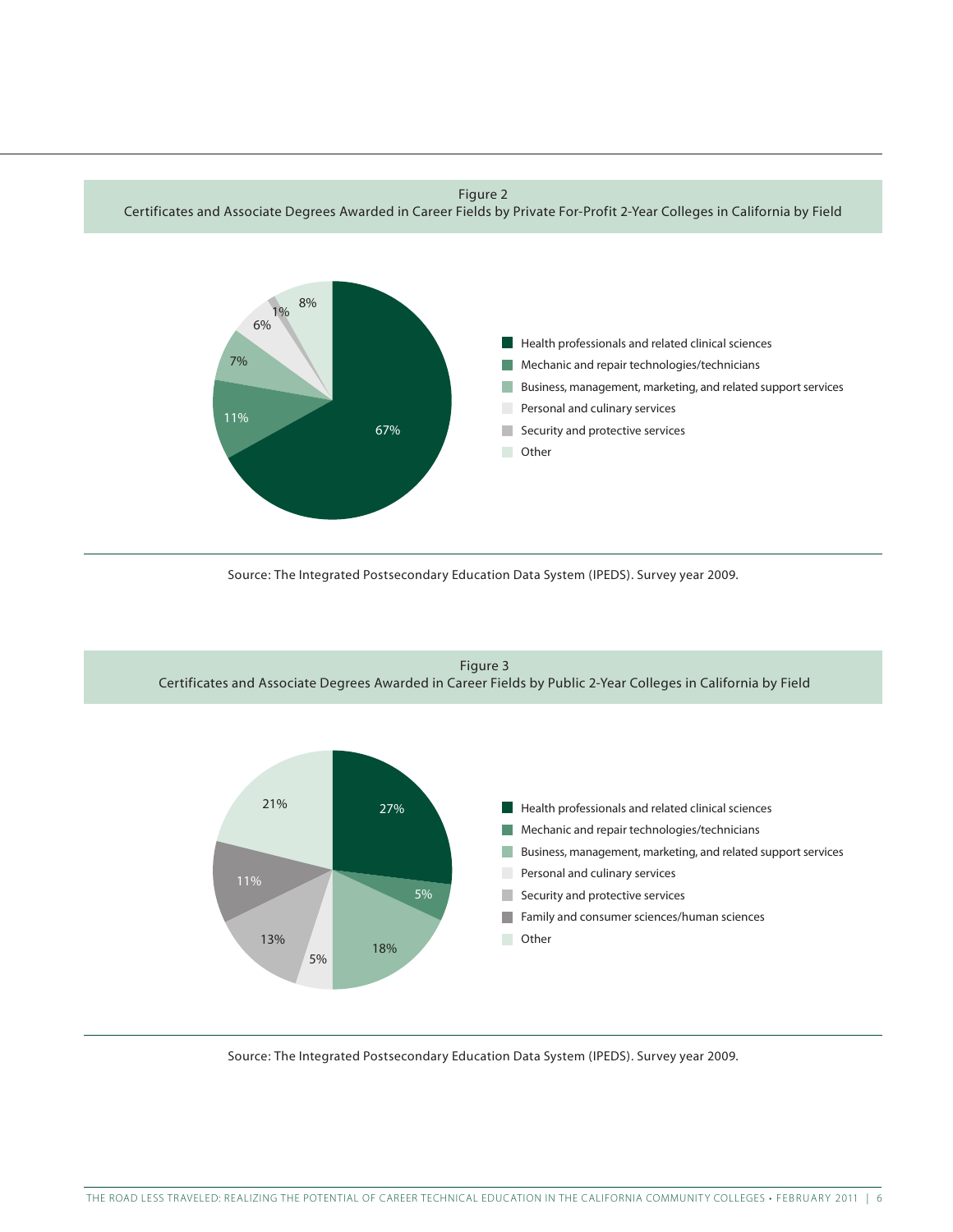Figure 2
Certificates and Associate Degrees Awarded in Career Fields by Private For-Profit 2-Year Colleges in California by Field

| Field | Percent |
|---|---|
| Health professionals and related clinical sciences | 67% |
| Mechanic and repair technologies/technicians | 11% |
| Business, management, marketing, and related support services | 7% |
| Personal and culinary services | 6% |
| Security and protective services | 1% |
| Other | 8% |

Source: The Integrated Postsecondary Education Data System (IPEDS). Survey year 2009.

Figure 3
Certificates and Associate Degrees Awarded in Career Fields by Public 2-Year Colleges in California by Field

| Field | Percent |
|---|---|
| Health professionals and related clinical sciences | 27% |
| Mechanic and repair technologies/technicians | 5% |
| Business, management, marketing, and related support services | 18% |
| Personal and culinary services | 5% |
| Security and protective services | 13% |
| Family and consumer sciences/human sciences | 11% |
| Other | 21% |

Source: The Integrated Postsecondary Education Data System (IPEDS). Survey year 2009.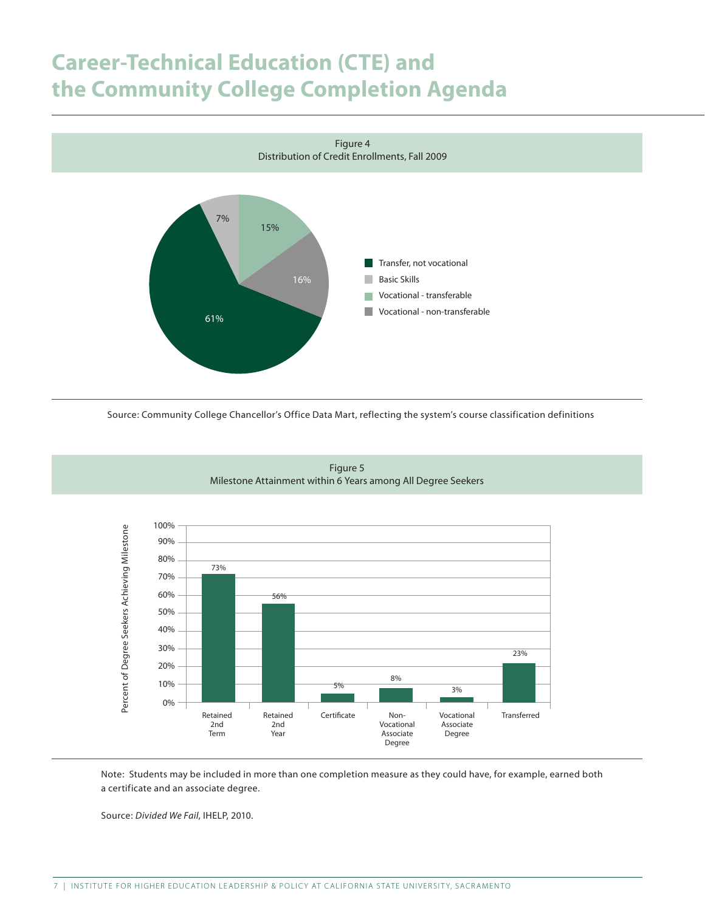# Career-Technical Education (CTE) and the Community College Completion Agenda

Figure 4
Distribution of Credit Enrollments, Fall 2009

- Transfer, not vocational: 61%
- Basic Skills: 7%
- Vocational - transferable: 15%
- Vocational - non-transferable: 16%

Source: Community College Chancellor's Office Data Mart, reflecting the system's course classification definitions

Figure 5
Milestone Attainment within 6 Years among All Degree Seekers

| Milestone | Percent of Degree Seekers Achieving Milestone |
|---|---|
| Retained 2nd Term | 73% |
| Retained 2nd Year | 56% |
| Certificate | 5% |
| Non-Vocational Associate Degree | 8% |
| Vocational Associate Degree | 3% |
| Transferred | 23% |

Note: Students may be included in more than one completion measure as they could have, for example, earned both a certificate and an associate degree.

Source: *Divided We Fail*, IHELP, 2010.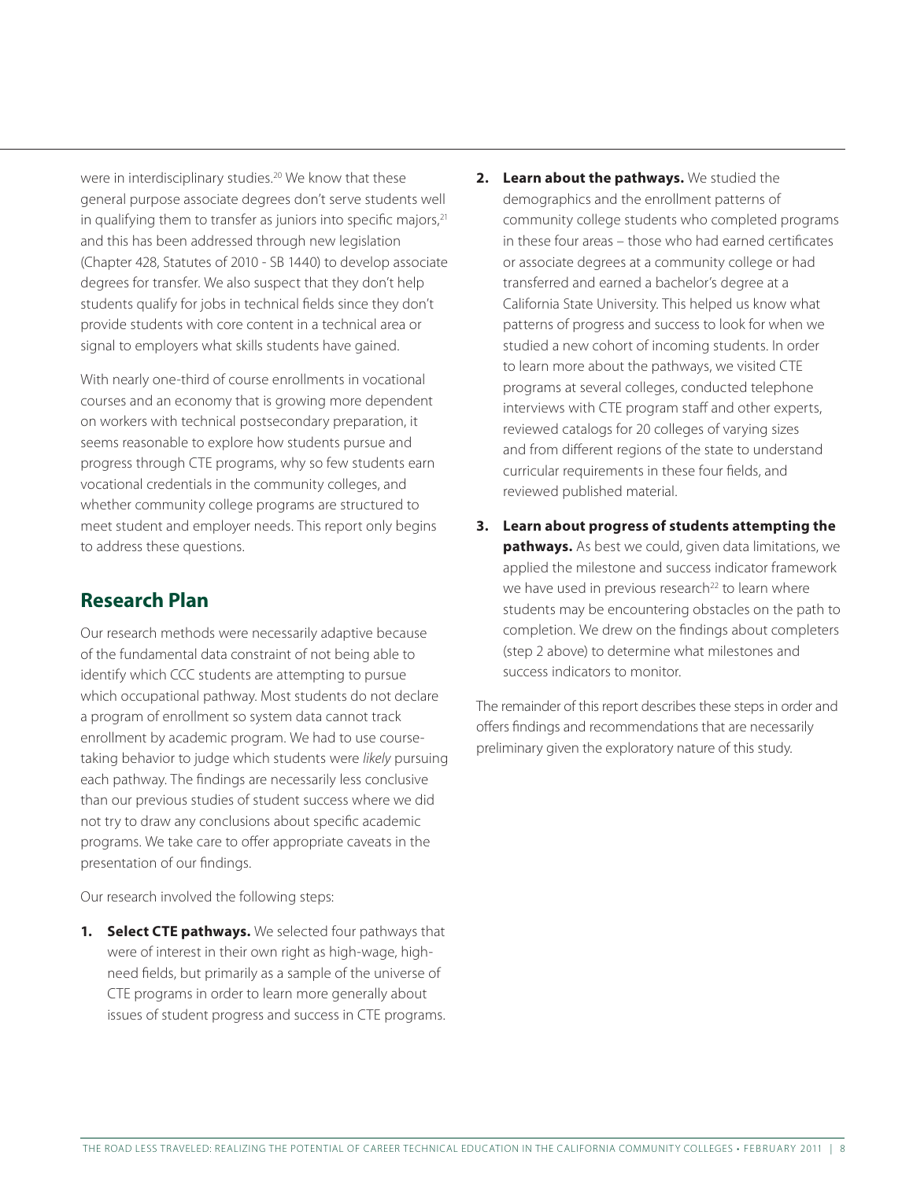were in interdisciplinary studies.[20] We know that these general purpose associate degrees don't serve students well in qualifying them to transfer as juniors into specific majors,[21] and this has been addressed through new legislation (Chapter 428, Statutes of 2010 - SB 1440) to develop associate degrees for transfer. We also suspect that they don't help students qualify for jobs in technical fields since they don't provide students with core content in a technical area or signal to employers what skills students have gained.

With nearly one-third of course enrollments in vocational courses and an economy that is growing more dependent on workers with technical postsecondary preparation, it seems reasonable to explore how students pursue and progress through CTE programs, why so few students earn vocational credentials in the community colleges, and whether community college programs are structured to meet student and employer needs. This report only begins to address these questions.

## Research Plan

Our research methods were necessarily adaptive because of the fundamental data constraint of not being able to identify which CCC students are attempting to pursue which occupational pathway. Most students do not declare a program of enrollment so system data cannot track enrollment by academic program. We had to use course-taking behavior to judge which students were *likely* pursuing each pathway. The findings are necessarily less conclusive than our previous studies of student success where we did not try to draw any conclusions about specific academic programs. We take care to offer appropriate caveats in the presentation of our findings.

Our research involved the following steps:

1. **Select CTE pathways.** We selected four pathways that were of interest in their own right as high-wage, high-need fields, but primarily as a sample of the universe of CTE programs in order to learn more generally about issues of student progress and success in CTE programs.
2. **Learn about the pathways.** We studied the demographics and the enrollment patterns of community college students who completed programs in these four areas – those who had earned certificates or associate degrees at a community college or had transferred and earned a bachelor's degree at a California State University. This helped us know what patterns of progress and success to look for when we studied a new cohort of incoming students. In order to learn more about the pathways, we visited CTE programs at several colleges, conducted telephone interviews with CTE program staff and other experts, reviewed catalogs for 20 colleges of varying sizes and from different regions of the state to understand curricular requirements in these four fields, and reviewed published material.
3. **Learn about progress of students attempting the pathways.** As best we could, given data limitations, we applied the milestone and success indicator framework we have used in previous research[22] to learn where students may be encountering obstacles on the path to completion. We drew on the findings about completers (step 2 above) to determine what milestones and success indicators to monitor.

The remainder of this report describes these steps in order and offers findings and recommendations that are necessarily preliminary given the exploratory nature of this study.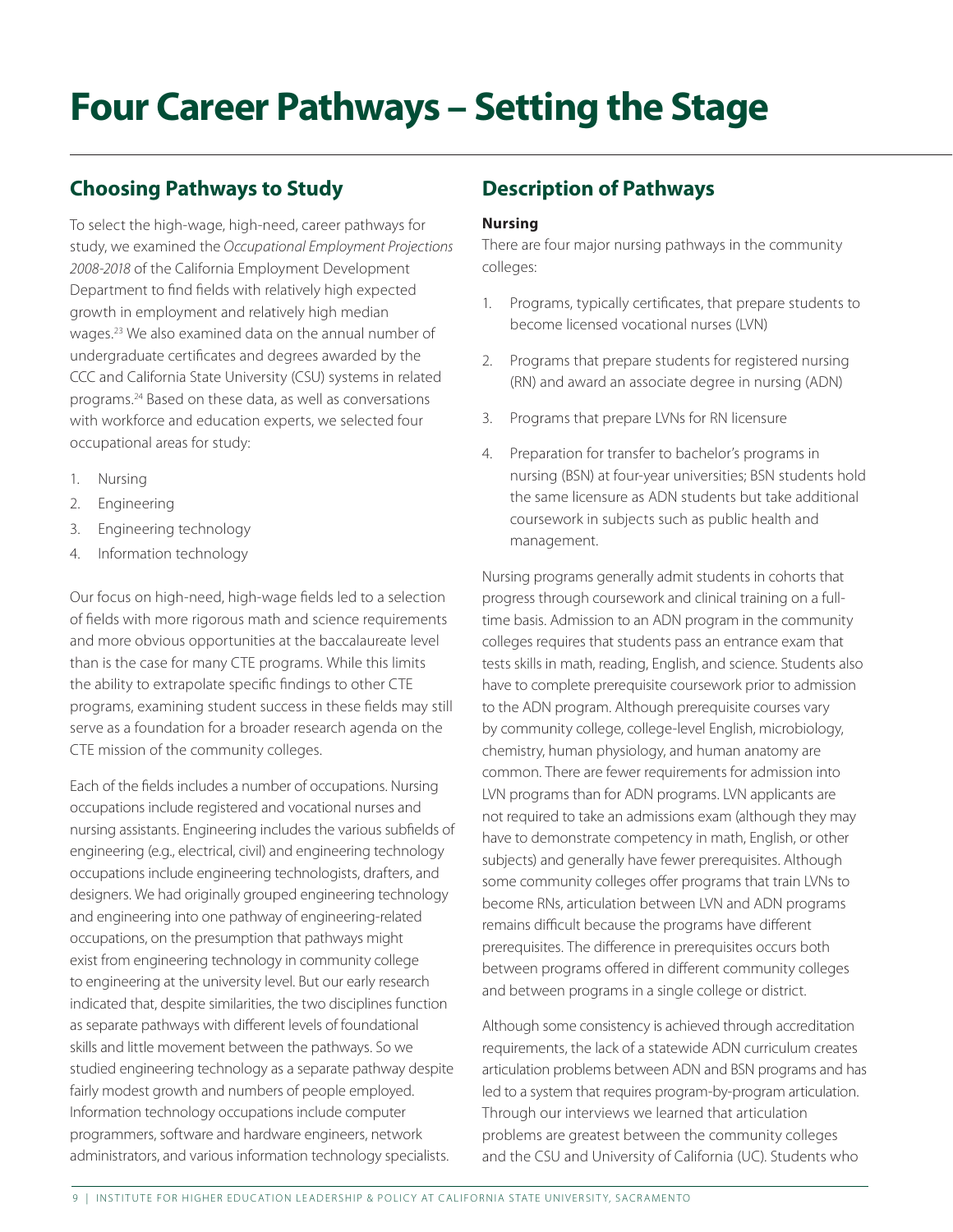# Four Career Pathways – Setting the Stage

## Choosing Pathways to Study

To select the high-wage, high-need, career pathways for study, we examined the *Occupational Employment Projections 2008-2018* of the California Employment Development Department to find fields with relatively high expected growth in employment and relatively high median wages.[23] We also examined data on the annual number of undergraduate certificates and degrees awarded by the CCC and California State University (CSU) systems in related programs.[24] Based on these data, as well as conversations with workforce and education experts, we selected four occupational areas for study:

1. Nursing
2. Engineering
3. Engineering technology
4. Information technology

Our focus on high-need, high-wage fields led to a selection of fields with more rigorous math and science requirements and more obvious opportunities at the baccalaureate level than is the case for many CTE programs. While this limits the ability to extrapolate specific findings to other CTE programs, examining student success in these fields may still serve as a foundation for a broader research agenda on the CTE mission of the community colleges.

Each of the fields includes a number of occupations. Nursing occupations include registered and vocational nurses and nursing assistants. Engineering includes the various subfields of engineering (e.g., electrical, civil) and engineering technology occupations include engineering technologists, drafters, and designers. We had originally grouped engineering technology and engineering into one pathway of engineering-related occupations, on the presumption that pathways might exist from engineering technology in community college to engineering at the university level. But our early research indicated that, despite similarities, the two disciplines function as separate pathways with different levels of foundational skills and little movement between the pathways. So we studied engineering technology as a separate pathway despite fairly modest growth and numbers of people employed. Information technology occupations include computer programmers, software and hardware engineers, network administrators, and various information technology specialists.

## Description of Pathways

**Nursing**

There are four major nursing pathways in the community colleges:

1. Programs, typically certificates, that prepare students to become licensed vocational nurses (LVN)
2. Programs that prepare students for registered nursing (RN) and award an associate degree in nursing (ADN)
3. Programs that prepare LVNs for RN licensure
4. Preparation for transfer to bachelor's programs in nursing (BSN) at four-year universities; BSN students hold the same licensure as ADN students but take additional coursework in subjects such as public health and management.

Nursing programs generally admit students in cohorts that progress through coursework and clinical training on a full-time basis. Admission to an ADN program in the community colleges requires that students pass an entrance exam that tests skills in math, reading, English, and science. Students also have to complete prerequisite coursework prior to admission to the ADN program. Although prerequisite courses vary by community college, college-level English, microbiology, chemistry, human physiology, and human anatomy are common. There are fewer requirements for admission into LVN programs than for ADN programs. LVN applicants are not required to take an admissions exam (although they may have to demonstrate competency in math, English, or other subjects) and generally have fewer prerequisites. Although some community colleges offer programs that train LVNs to become RNs, articulation between LVN and ADN programs remains difficult because the programs have different prerequisites. The difference in prerequisites occurs both between programs offered in different community colleges and between programs in a single college or district.

Although some consistency is achieved through accreditation requirements, the lack of a statewide ADN curriculum creates articulation problems between ADN and BSN programs and has led to a system that requires program-by-program articulation. Through our interviews we learned that articulation problems are greatest between the community colleges and the CSU and University of California (UC). Students who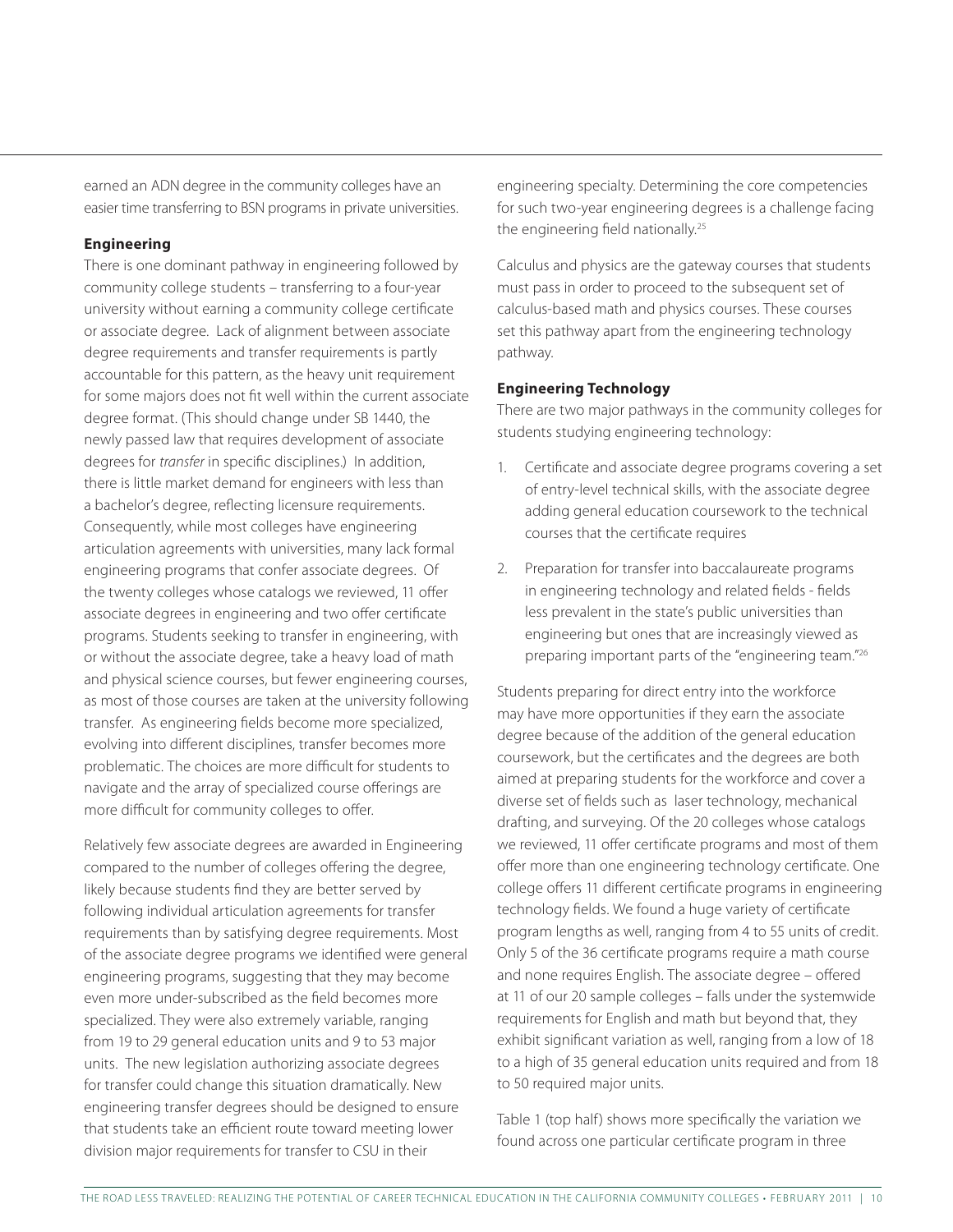earned an ADN degree in the community colleges have an easier time transferring to BSN programs in private universities.

**Engineering**

There is one dominant pathway in engineering followed by community college students – transferring to a four-year university without earning a community college certificate or associate degree. Lack of alignment between associate degree requirements and transfer requirements is partly accountable for this pattern, as the heavy unit requirement for some majors does not fit well within the current associate degree format. (This should change under SB 1440, the newly passed law that requires development of associate degrees for *transfer* in specific disciplines.) In addition, there is little market demand for engineers with less than a bachelor's degree, reflecting licensure requirements. Consequently, while most colleges have engineering articulation agreements with universities, many lack formal engineering programs that confer associate degrees. Of the twenty colleges whose catalogs we reviewed, 11 offer associate degrees in engineering and two offer certificate programs. Students seeking to transfer in engineering, with or without the associate degree, take a heavy load of math and physical science courses, but fewer engineering courses, as most of those courses are taken at the university following transfer. As engineering fields become more specialized, evolving into different disciplines, transfer becomes more problematic. The choices are more difficult for students to navigate and the array of specialized course offerings are more difficult for community colleges to offer.

Relatively few associate degrees are awarded in Engineering compared to the number of colleges offering the degree, likely because students find they are better served by following individual articulation agreements for transfer requirements than by satisfying degree requirements. Most of the associate degree programs we identified were general engineering programs, suggesting that they may become even more under-subscribed as the field becomes more specialized. They were also extremely variable, ranging from 19 to 29 general education units and 9 to 53 major units. The new legislation authorizing associate degrees for transfer could change this situation dramatically. New engineering transfer degrees should be designed to ensure that students take an efficient route toward meeting lower division major requirements for transfer to CSU in their engineering specialty. Determining the core competencies for such two-year engineering degrees is a challenge facing the engineering field nationally.[25]

Calculus and physics are the gateway courses that students must pass in order to proceed to the subsequent set of calculus-based math and physics courses. These courses set this pathway apart from the engineering technology pathway.

**Engineering Technology**

There are two major pathways in the community colleges for students studying engineering technology:

1. Certificate and associate degree programs covering a set of entry-level technical skills, with the associate degree adding general education coursework to the technical courses that the certificate requires
2. Preparation for transfer into baccalaureate programs in engineering technology and related fields - fields less prevalent in the state's public universities than engineering but ones that are increasingly viewed as preparing important parts of the "engineering team."[26]

Students preparing for direct entry into the workforce may have more opportunities if they earn the associate degree because of the addition of the general education coursework, but the certificates and the degrees are both aimed at preparing students for the workforce and cover a diverse set of fields such as laser technology, mechanical drafting, and surveying. Of the 20 colleges whose catalogs we reviewed, 11 offer certificate programs and most of them offer more than one engineering technology certificate. One college offers 11 different certificate programs in engineering technology fields. We found a huge variety of certificate program lengths as well, ranging from 4 to 55 units of credit. Only 5 of the 36 certificate programs require a math course and none requires English. The associate degree – offered at 11 of our 20 sample colleges – falls under the systemwide requirements for English and math but beyond that, they exhibit significant variation as well, ranging from a low of 18 to a high of 35 general education units required and from 18 to 50 required major units.

Table 1 (top half) shows more specifically the variation we found across one particular certificate program in three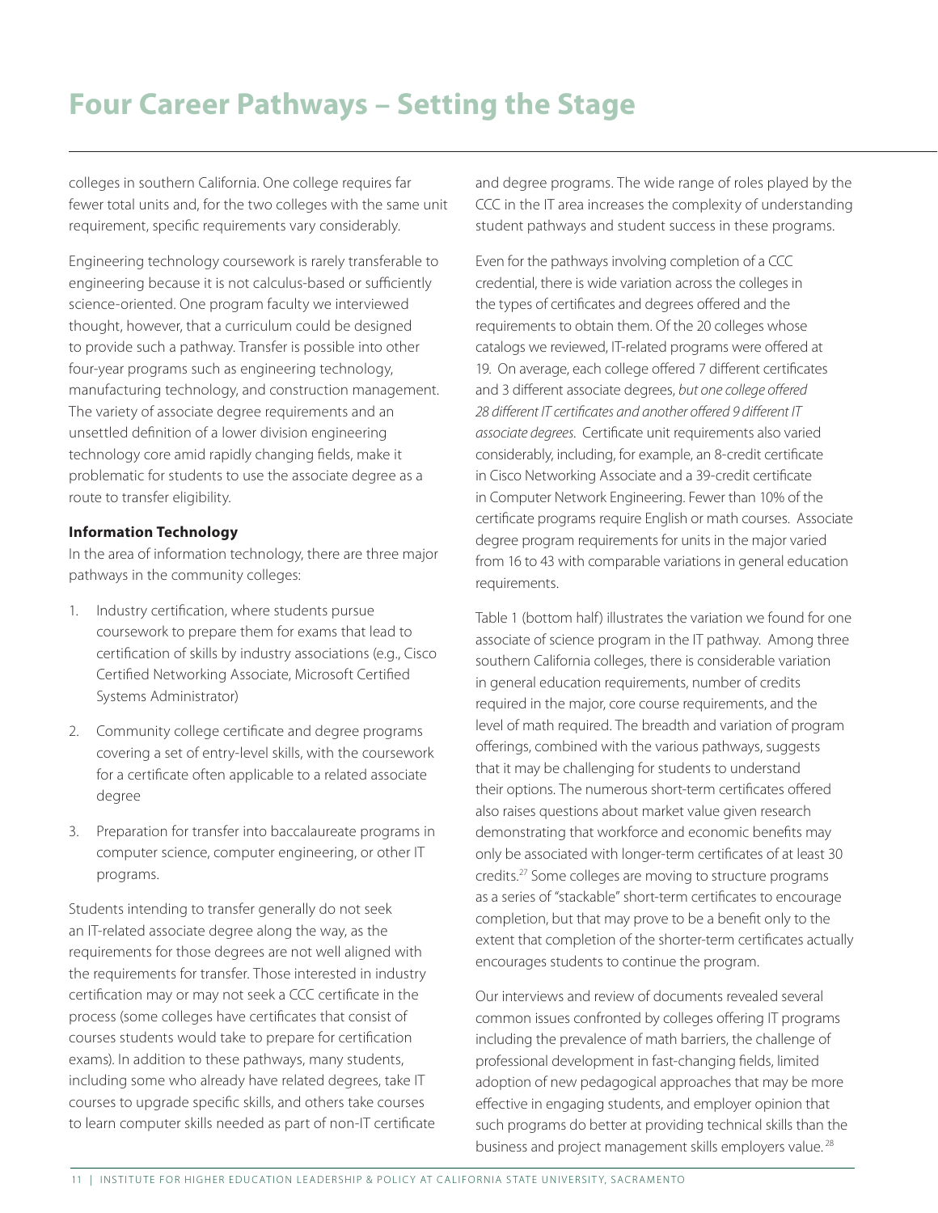# Four Career Pathways – Setting the Stage

colleges in southern California. One college requires far fewer total units and, for the two colleges with the same unit requirement, specific requirements vary considerably.

Engineering technology coursework is rarely transferable to engineering because it is not calculus-based or sufficiently science-oriented. One program faculty we interviewed thought, however, that a curriculum could be designed to provide such a pathway. Transfer is possible into other four-year programs such as engineering technology, manufacturing technology, and construction management. The variety of associate degree requirements and an unsettled definition of a lower division engineering technology core amid rapidly changing fields, make it problematic for students to use the associate degree as a route to transfer eligibility.

**Information Technology**

In the area of information technology, there are three major pathways in the community colleges:

1. Industry certification, where students pursue coursework to prepare them for exams that lead to certification of skills by industry associations (e.g., Cisco Certified Networking Associate, Microsoft Certified Systems Administrator)
2. Community college certificate and degree programs covering a set of entry-level skills, with the coursework for a certificate often applicable to a related associate degree
3. Preparation for transfer into baccalaureate programs in computer science, computer engineering, or other IT programs.

Students intending to transfer generally do not seek an IT-related associate degree along the way, as the requirements for those degrees are not well aligned with the requirements for transfer. Those interested in industry certification may or may not seek a CCC certificate in the process (some colleges have certificates that consist of courses students would take to prepare for certification exams). In addition to these pathways, many students, including some who already have related degrees, take IT courses to upgrade specific skills, and others take courses to learn computer skills needed as part of non-IT certificate and degree programs. The wide range of roles played by the CCC in the IT area increases the complexity of understanding student pathways and student success in these programs.

Even for the pathways involving completion of a CCC credential, there is wide variation across the colleges in the types of certificates and degrees offered and the requirements to obtain them. Of the 20 colleges whose catalogs we reviewed, IT-related programs were offered at 19. On average, each college offered 7 different certificates and 3 different associate degrees, *but one college offered 28 different IT certificates and another offered 9 different IT associate degrees*. Certificate unit requirements also varied considerably, including, for example, an 8-credit certificate in Cisco Networking Associate and a 39-credit certificate in Computer Network Engineering. Fewer than 10% of the certificate programs require English or math courses. Associate degree program requirements for units in the major varied from 16 to 43 with comparable variations in general education requirements.

Table 1 (bottom half) illustrates the variation we found for one associate of science program in the IT pathway. Among three southern California colleges, there is considerable variation in general education requirements, number of credits required in the major, core course requirements, and the level of math required. The breadth and variation of program offerings, combined with the various pathways, suggests that it may be challenging for students to understand their options. The numerous short-term certificates offered also raises questions about market value given research demonstrating that workforce and economic benefits may only be associated with longer-term certificates of at least 30 credits.[27] Some colleges are moving to structure programs as a series of "stackable" short-term certificates to encourage completion, but that may prove to be a benefit only to the extent that completion of the shorter-term certificates actually encourages students to continue the program.

Our interviews and review of documents revealed several common issues confronted by colleges offering IT programs including the prevalence of math barriers, the challenge of professional development in fast-changing fields, limited adoption of new pedagogical approaches that may be more effective in engaging students, and employer opinion that such programs do better at providing technical skills than the business and project management skills employers value.[28]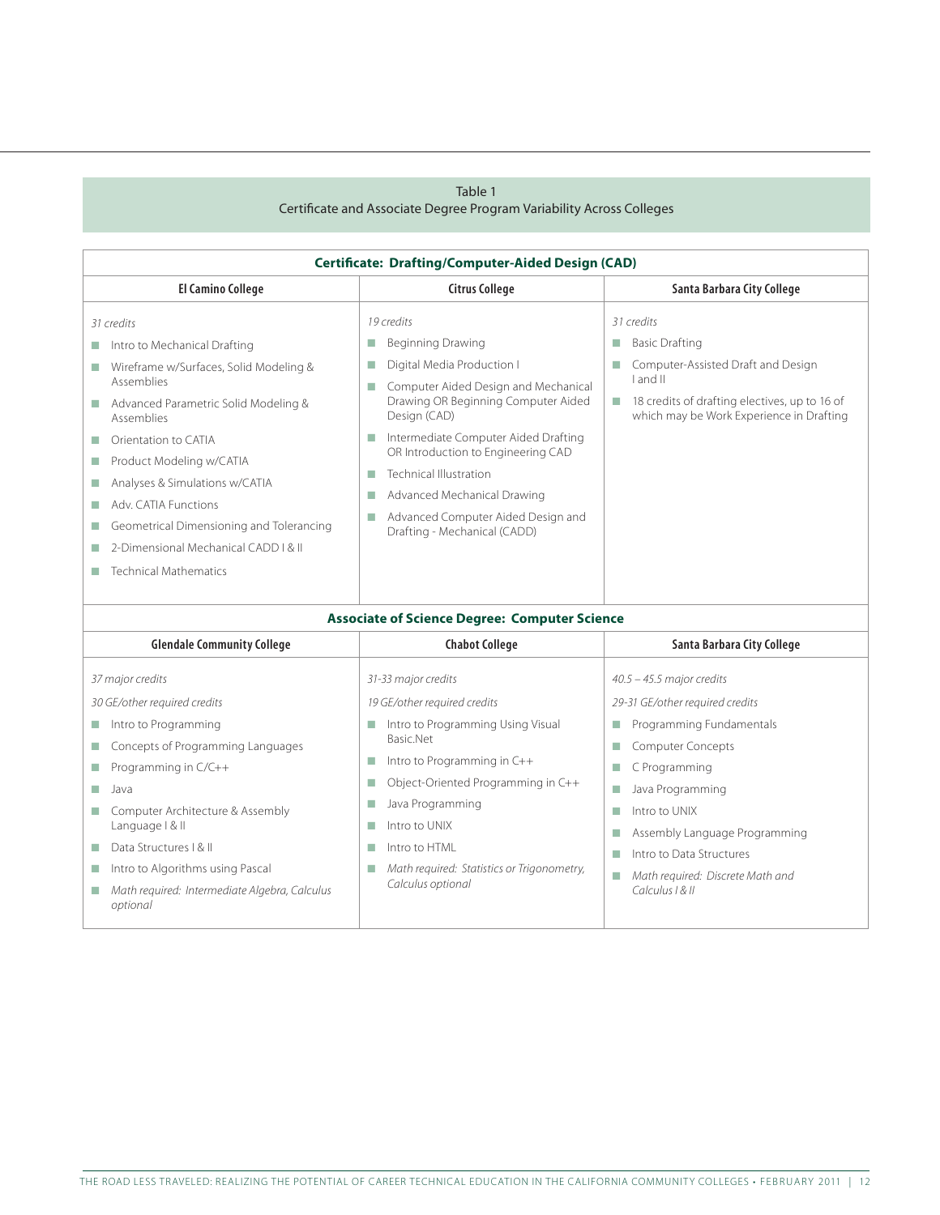Table 1
Certificate and Associate Degree Program Variability Across Colleges

| **Certificate: Drafting/Computer-Aided Design (CAD)** | | |
|---|---|---|
| **El Camino College** | **Citrus College** | **Santa Barbara City College** |
| *31 credits*<br>■ Intro to Mechanical Drafting<br>■ Wireframe w/Surfaces, Solid Modeling & Assemblies<br>■ Advanced Parametric Solid Modeling & Assemblies<br>■ Orientation to CATIA<br>■ Product Modeling w/CATIA<br>■ Analyses & Simulations w/CATIA<br>■ Adv. CATIA Functions<br>■ Geometrical Dimensioning and Tolerancing<br>■ 2-Dimensional Mechanical CADD I & II<br>■ Technical Mathematics | *19 credits*<br>■ Beginning Drawing<br>■ Digital Media Production I<br>■ Computer Aided Design and Mechanical Drawing OR Beginning Computer Aided Design (CAD)<br>■ Intermediate Computer Aided Drafting OR Introduction to Engineering CAD<br>■ Technical Illustration<br>■ Advanced Mechanical Drawing<br>■ Advanced Computer Aided Design and Drafting - Mechanical (CADD) | *31 credits*<br>■ Basic Drafting<br>■ Computer-Assisted Draft and Design I and II<br>■ 18 credits of drafting electives, up to 16 of which may be Work Experience in Drafting |
| **Associate of Science Degree: Computer Science** | | |
| **Glendale Community College** | **Chabot College** | **Santa Barbara City College** |
| *37 major credits*<br>*30 GE/other required credits*<br>■ Intro to Programming<br>■ Concepts of Programming Languages<br>■ Programming in C/C++<br>■ Java<br>■ Computer Architecture & Assembly Language I & II<br>■ Data Structures I & II<br>■ Intro to Algorithms using Pascal<br>■ *Math required: Intermediate Algebra, Calculus optional* | *31-33 major credits*<br>*19 GE/other required credits*<br>■ Intro to Programming Using Visual Basic.Net<br>■ Intro to Programming in C++<br>■ Object-Oriented Programming in C++<br>■ Java Programming<br>■ Intro to UNIX<br>■ Intro to HTML<br>■ *Math required: Statistics or Trigonometry, Calculus optional* | *40.5 – 45.5 major credits*<br>*29-31 GE/other required credits*<br>■ Programming Fundamentals<br>■ Computer Concepts<br>■ C Programming<br>■ Java Programming<br>■ Intro to UNIX<br>■ Assembly Language Programming<br>■ Intro to Data Structures<br>■ *Math required: Discrete Math and Calculus I & II* |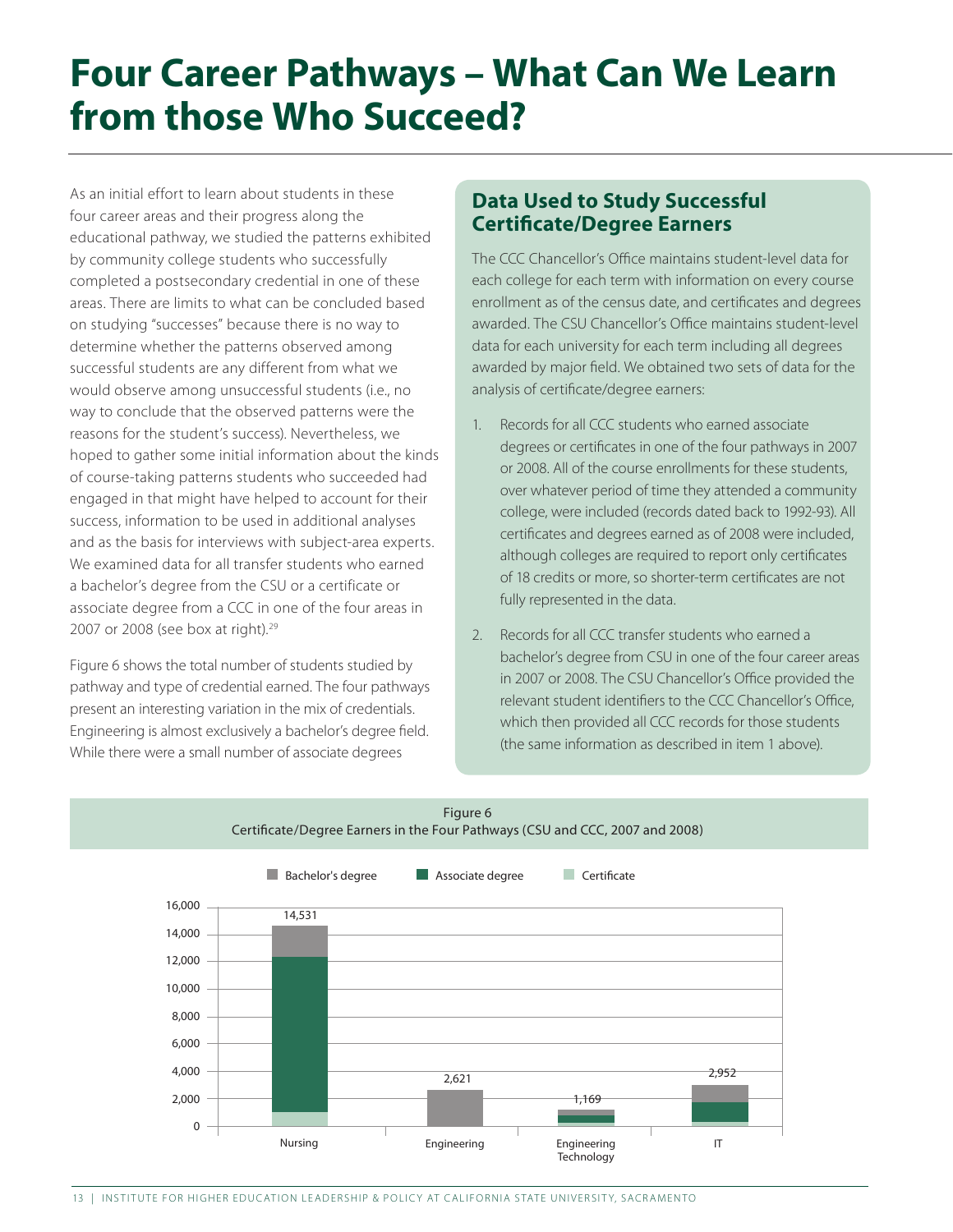# Four Career Pathways – What Can We Learn from those Who Succeed?

As an initial effort to learn about students in these four career areas and their progress along the educational pathway, we studied the patterns exhibited by community college students who successfully completed a postsecondary credential in one of these areas. There are limits to what can be concluded based on studying "successes" because there is no way to determine whether the patterns observed among successful students are any different from what we would observe among unsuccessful students (i.e., no way to conclude that the observed patterns were the reasons for the student's success). Nevertheless, we hoped to gather some initial information about the kinds of course-taking patterns students who succeeded had engaged in that might have helped to account for their success, information to be used in additional analyses and as the basis for interviews with subject-area experts. We examined data for all transfer students who earned a bachelor's degree from the CSU or a certificate or associate degree from a CCC in one of the four areas in 2007 or 2008 (see box at right).[29]

Figure 6 shows the total number of students studied by pathway and type of credential earned. The four pathways present an interesting variation in the mix of credentials. Engineering is almost exclusively a bachelor's degree field. While there were a small number of associate degrees

## Data Used to Study Successful Certificate/Degree Earners

The CCC Chancellor's Office maintains student-level data for each college for each term with information on every course enrollment as of the census date, and certificates and degrees awarded. The CSU Chancellor's Office maintains student-level data for each university for each term including all degrees awarded by major field. We obtained two sets of data for the analysis of certificate/degree earners:

1. Records for all CCC students who earned associate degrees or certificates in one of the four pathways in 2007 or 2008. All of the course enrollments for these students, over whatever period of time they attended a community college, were included (records dated back to 1992-93). All certificates and degrees earned as of 2008 were included, although colleges are required to report only certificates of 18 credits or more, so shorter-term certificates are not fully represented in the data.

2. Records for all CCC transfer students who earned a bachelor's degree from CSU in one of the four career areas in 2007 or 2008. The CSU Chancellor's Office provided the relevant student identifiers to the CCC Chancellor's Office, which then provided all CCC records for those students (the same information as described in item 1 above).

Figure 6
Certificate/Degree Earners in the Four Pathways (CSU and CCC, 2007 and 2008)

| Pathway | Total |
|---|---|
| Nursing | 14,531 |
| Engineering | 2,621 |
| Engineering Technology | 1,169 |
| IT | 2,952 |

Legend: Bachelor's degree; Associate degree; Certificate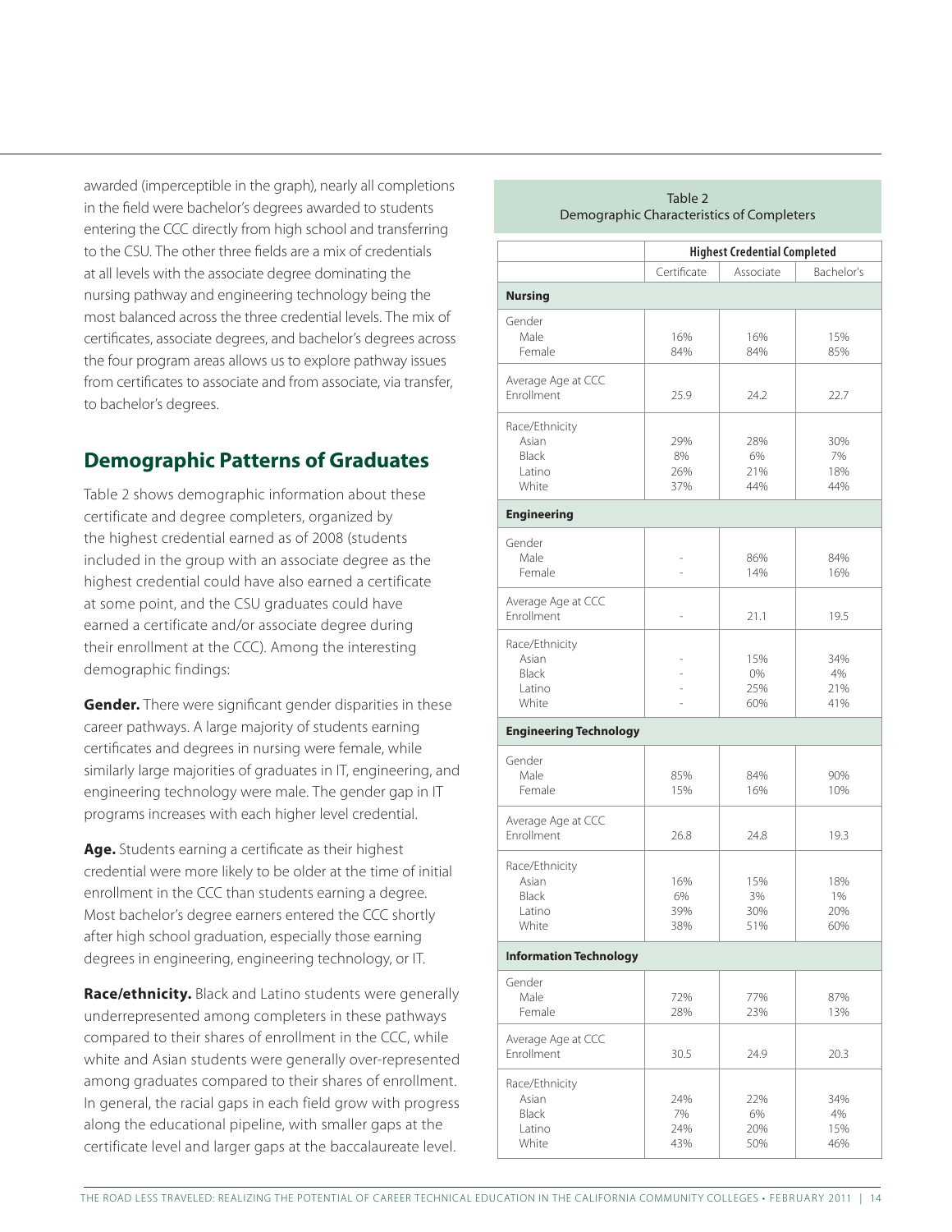awarded (imperceptible in the graph), nearly all completions in the field were bachelor's degrees awarded to students entering the CCC directly from high school and transferring to the CSU. The other three fields are a mix of credentials at all levels with the associate degree dominating the nursing pathway and engineering technology being the most balanced across the three credential levels. The mix of certificates, associate degrees, and bachelor's degrees across the four program areas allows us to explore pathway issues from certificates to associate and from associate, via transfer, to bachelor's degrees.

## Demographic Patterns of Graduates

Table 2 shows demographic information about these certificate and degree completers, organized by the highest credential earned as of 2008 (students included in the group with an associate degree as the highest credential could have also earned a certificate at some point, and the CSU graduates could have earned a certificate and/or associate degree during their enrollment at the CCC). Among the interesting demographic findings:

**Gender.** There were significant gender disparities in these career pathways. A large majority of students earning certificates and degrees in nursing were female, while similarly large majorities of graduates in IT, engineering, and engineering technology were male. The gender gap in IT programs increases with each higher level credential.

**Age.** Students earning a certificate as their highest credential were more likely to be older at the time of initial enrollment in the CCC than students earning a degree. Most bachelor's degree earners entered the CCC shortly after high school graduation, especially those earning degrees in engineering, engineering technology, or IT.

**Race/ethnicity.** Black and Latino students were generally underrepresented among completers in these pathways compared to their shares of enrollment in the CCC, while white and Asian students were generally over-represented among graduates compared to their shares of enrollment. In general, the racial gaps in each field grow with progress along the educational pipeline, with smaller gaps at the certificate level and larger gaps at the baccalaureate level.

Table 2
Demographic Characteristics of Completers

| | Highest Credential Completed | | |
|---|---|---|---|
| | Certificate | Associate | Bachelor's |
| **Nursing** | | | |
| Gender | | | |
| Male | 16% | 16% | 15% |
| Female | 84% | 84% | 85% |
| Average Age at CCC Enrollment | 25.9 | 24.2 | 22.7 |
| Race/Ethnicity | | | |
| Asian | 29% | 28% | 30% |
| Black | 8% | 6% | 7% |
| Latino | 26% | 21% | 18% |
| White | 37% | 44% | 44% |
| **Engineering** | | | |
| Gender | | | |
| Male | - | 86% | 84% |
| Female | - | 14% | 16% |
| Average Age at CCC Enrollment | - | 21.1 | 19.5 |
| Race/Ethnicity | | | |
| Asian | - | 15% | 34% |
| Black | - | 0% | 4% |
| Latino | - | 25% | 21% |
| White | - | 60% | 41% |
| **Engineering Technology** | | | |
| Gender | | | |
| Male | 85% | 84% | 90% |
| Female | 15% | 16% | 10% |
| Average Age at CCC Enrollment | 26.8 | 24.8 | 19.3 |
| Race/Ethnicity | | | |
| Asian | 16% | 15% | 18% |
| Black | 6% | 3% | 1% |
| Latino | 39% | 30% | 20% |
| White | 38% | 51% | 60% |
| **Information Technology** | | | |
| Gender | | | |
| Male | 72% | 77% | 87% |
| Female | 28% | 23% | 13% |
| Average Age at CCC Enrollment | 30.5 | 24.9 | 20.3 |
| Race/Ethnicity | | | |
| Asian | 24% | 22% | 34% |
| Black | 7% | 6% | 4% |
| Latino | 24% | 20% | 15% |
| White | 43% | 50% | 46% |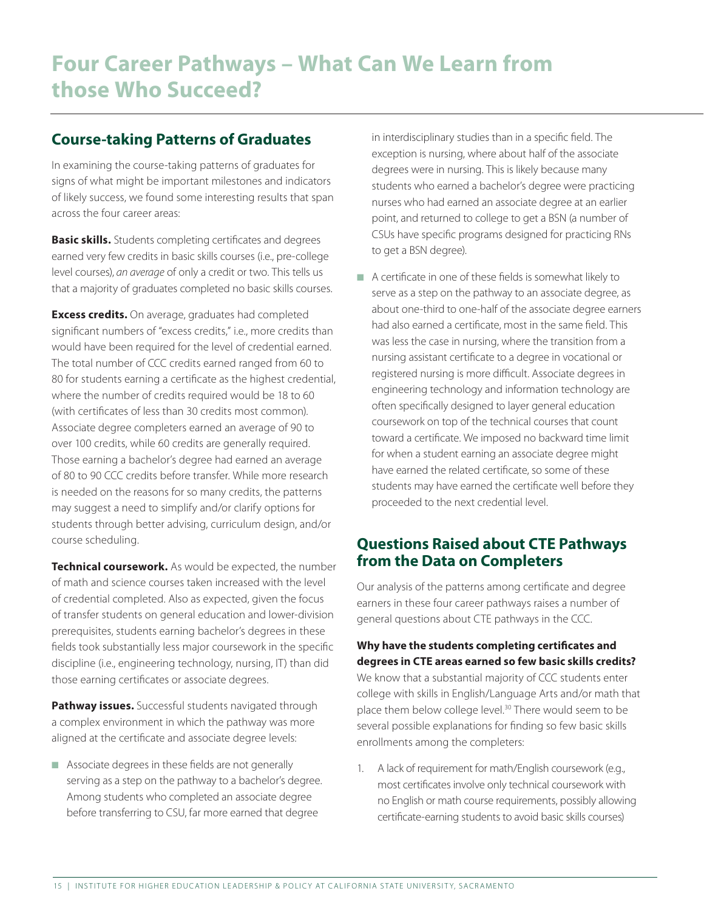# Four Career Pathways – What Can We Learn from those Who Succeed?

## Course-taking Patterns of Graduates

In examining the course-taking patterns of graduates for signs of what might be important milestones and indicators of likely success, we found some interesting results that span across the four career areas:

**Basic skills.** Students completing certificates and degrees earned very few credits in basic skills courses (i.e., pre-college level courses), *an average* of only a credit or two. This tells us that a majority of graduates completed no basic skills courses.

**Excess credits.** On average, graduates had completed significant numbers of "excess credits," i.e., more credits than would have been required for the level of credential earned. The total number of CCC credits earned ranged from 60 to 80 for students earning a certificate as the highest credential, where the number of credits required would be 18 to 60 (with certificates of less than 30 credits most common). Associate degree completers earned an average of 90 to over 100 credits, while 60 credits are generally required. Those earning a bachelor's degree had earned an average of 80 to 90 CCC credits before transfer. While more research is needed on the reasons for so many credits, the patterns may suggest a need to simplify and/or clarify options for students through better advising, curriculum design, and/or course scheduling.

**Technical coursework.** As would be expected, the number of math and science courses taken increased with the level of credential completed. Also as expected, given the focus of transfer students on general education and lower-division prerequisites, students earning bachelor's degrees in these fields took substantially less major coursework in the specific discipline (i.e., engineering technology, nursing, IT) than did those earning certificates or associate degrees.

**Pathway issues.** Successful students navigated through a complex environment in which the pathway was more aligned at the certificate and associate degree levels:

- Associate degrees in these fields are not generally serving as a step on the pathway to a bachelor's degree. Among students who completed an associate degree before transferring to CSU, far more earned that degree in interdisciplinary studies than in a specific field. The exception is nursing, where about half of the associate degrees were in nursing. This is likely because many students who earned a bachelor's degree were practicing nurses who had earned an associate degree at an earlier point, and returned to college to get a BSN (a number of CSUs have specific programs designed for practicing RNs to get a BSN degree).
- A certificate in one of these fields is somewhat likely to serve as a step on the pathway to an associate degree, as about one-third to one-half of the associate degree earners had also earned a certificate, most in the same field. This was less the case in nursing, where the transition from a nursing assistant certificate to a degree in vocational or registered nursing is more difficult. Associate degrees in engineering technology and information technology are often specifically designed to layer general education coursework on top of the technical courses that count toward a certificate. We imposed no backward time limit for when a student earning an associate degree might have earned the related certificate, so some of these students may have earned the certificate well before they proceeded to the next credential level.

## Questions Raised about CTE Pathways from the Data on Completers

Our analysis of the patterns among certificate and degree earners in these four career pathways raises a number of general questions about CTE pathways in the CCC.

**Why have the students completing certificates and degrees in CTE areas earned so few basic skills credits?** We know that a substantial majority of CCC students enter college with skills in English/Language Arts and/or math that place them below college level.[30] There would seem to be several possible explanations for finding so few basic skills enrollments among the completers:

1. A lack of requirement for math/English coursework (e.g., most certificates involve only technical coursework with no English or math course requirements, possibly allowing certificate-earning students to avoid basic skills courses)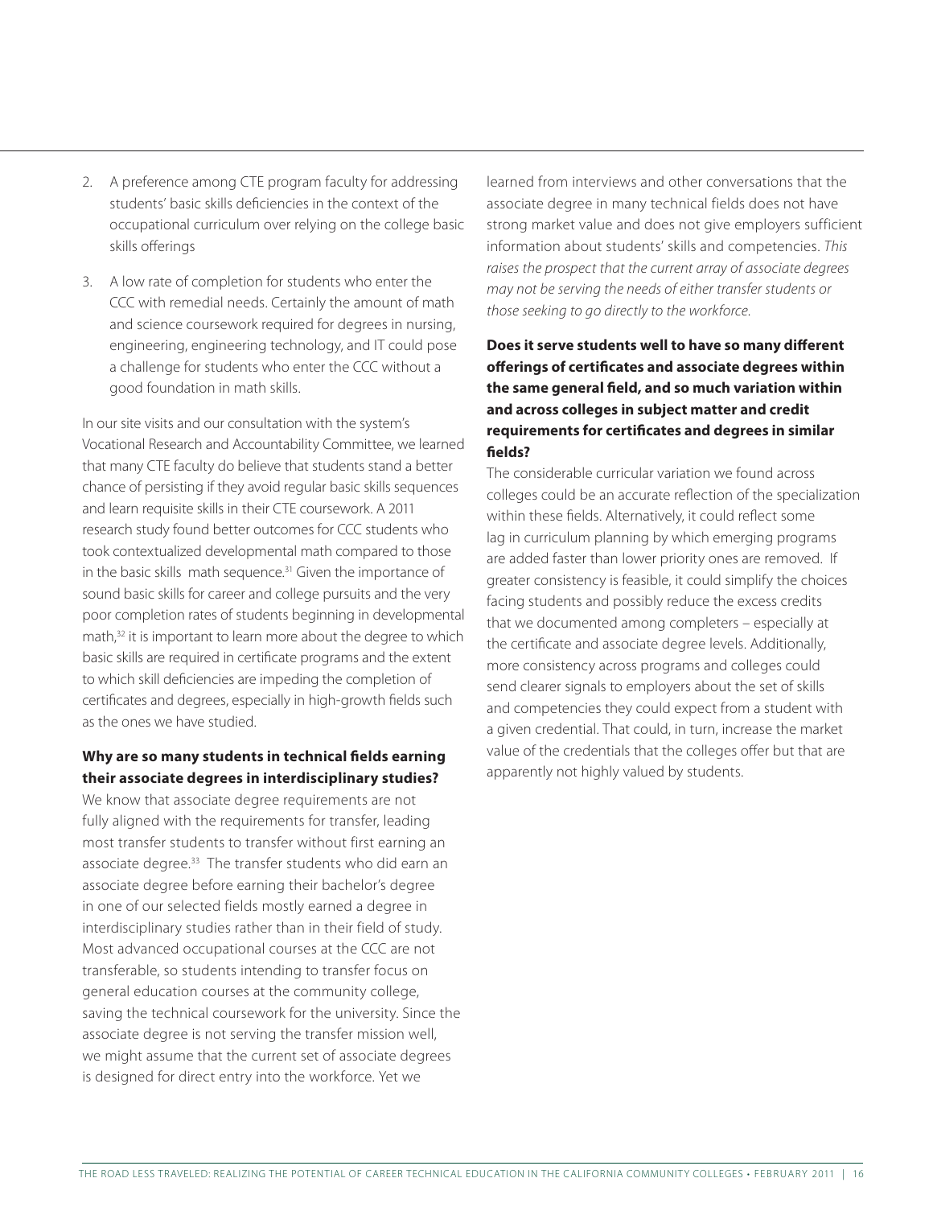2. A preference among CTE program faculty for addressing students' basic skills deficiencies in the context of the occupational curriculum over relying on the college basic skills offerings

3. A low rate of completion for students who enter the CCC with remedial needs. Certainly the amount of math and science coursework required for degrees in nursing, engineering, engineering technology, and IT could pose a challenge for students who enter the CCC without a good foundation in math skills.

In our site visits and our consultation with the system's Vocational Research and Accountability Committee, we learned that many CTE faculty do believe that students stand a better chance of persisting if they avoid regular basic skills sequences and learn requisite skills in their CTE coursework. A 2011 research study found better outcomes for CCC students who took contextualized developmental math compared to those in the basic skills math sequence.[31] Given the importance of sound basic skills for career and college pursuits and the very poor completion rates of students beginning in developmental math,[32] it is important to learn more about the degree to which basic skills are required in certificate programs and the extent to which skill deficiencies are impeding the completion of certificates and degrees, especially in high-growth fields such as the ones we have studied.

**Why are so many students in technical fields earning their associate degrees in interdisciplinary studies?**

We know that associate degree requirements are not fully aligned with the requirements for transfer, leading most transfer students to transfer without first earning an associate degree.[33] The transfer students who did earn an associate degree before earning their bachelor's degree in one of our selected fields mostly earned a degree in interdisciplinary studies rather than in their field of study. Most advanced occupational courses at the CCC are not transferable, so students intending to transfer focus on general education courses at the community college, saving the technical coursework for the university. Since the associate degree is not serving the transfer mission well, we might assume that the current set of associate degrees is designed for direct entry into the workforce. Yet we learned from interviews and other conversations that the associate degree in many technical fields does not have strong market value and does not give employers sufficient information about students' skills and competencies. *This raises the prospect that the current array of associate degrees may not be serving the needs of either transfer students or those seeking to go directly to the workforce.*

**Does it serve students well to have so many different offerings of certificates and associate degrees within the same general field, and so much variation within and across colleges in subject matter and credit requirements for certificates and degrees in similar fields?**

The considerable curricular variation we found across colleges could be an accurate reflection of the specialization within these fields. Alternatively, it could reflect some lag in curriculum planning by which emerging programs are added faster than lower priority ones are removed. If greater consistency is feasible, it could simplify the choices facing students and possibly reduce the excess credits that we documented among completers – especially at the certificate and associate degree levels. Additionally, more consistency across programs and colleges could send clearer signals to employers about the set of skills and competencies they could expect from a student with a given credential. That could, in turn, increase the market value of the credentials that the colleges offer but that are apparently not highly valued by students.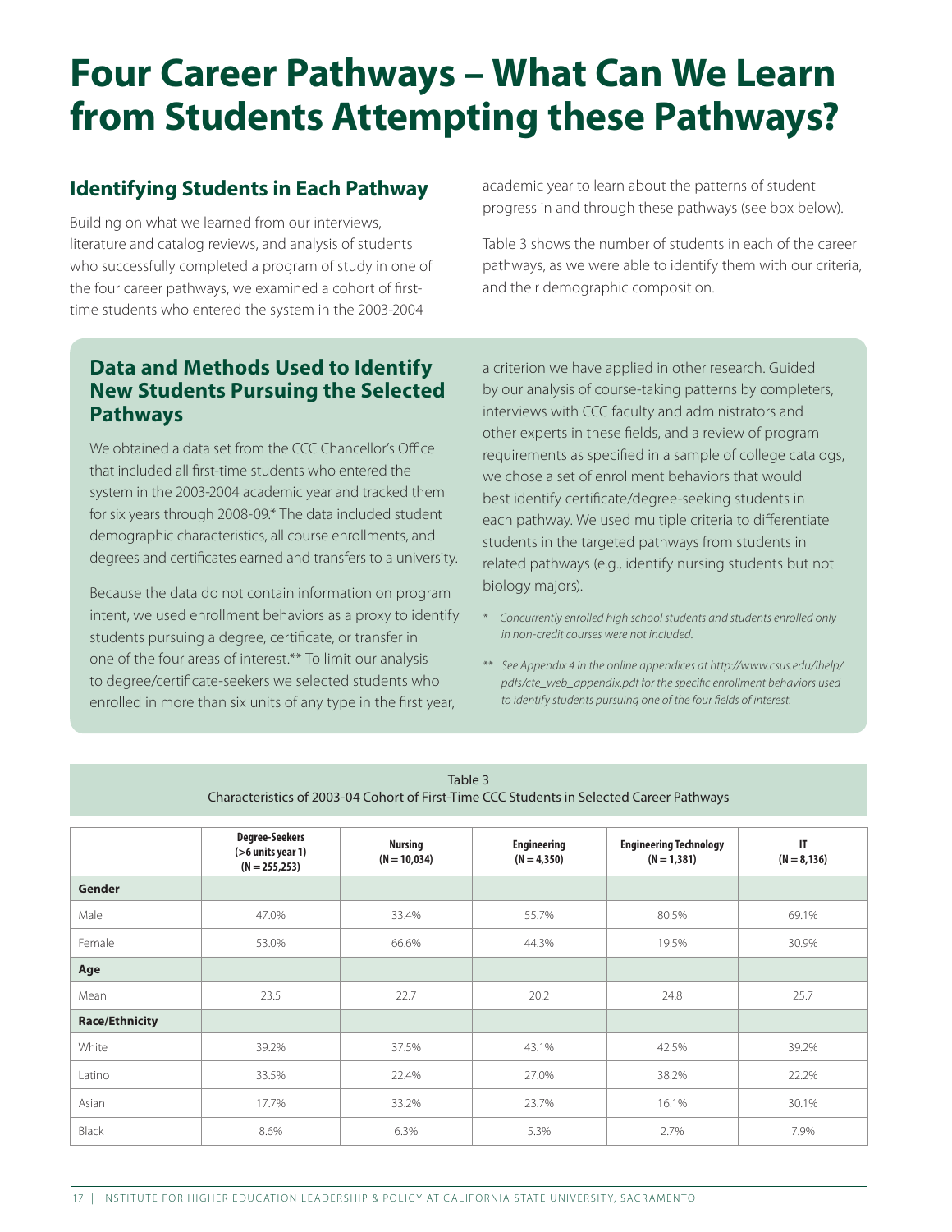# Four Career Pathways – What Can We Learn from Students Attempting these Pathways?

## Identifying Students in Each Pathway

Building on what we learned from our interviews, literature and catalog reviews, and analysis of students who successfully completed a program of study in one of the four career pathways, we examined a cohort of first-time students who entered the system in the 2003-2004 academic year to learn about the patterns of student progress in and through these pathways (see box below).

Table 3 shows the number of students in each of the career pathways, as we were able to identify them with our criteria, and their demographic composition.

## Data and Methods Used to Identify New Students Pursuing the Selected Pathways

We obtained a data set from the CCC Chancellor's Office that included all first-time students who entered the system in the 2003-2004 academic year and tracked them for six years through 2008-09.* The data included student demographic characteristics, all course enrollments, and degrees and certificates earned and transfers to a university.

Because the data do not contain information on program intent, we used enrollment behaviors as a proxy to identify students pursuing a degree, certificate, or transfer in one of the four areas of interest.** To limit our analysis to degree/certificate-seekers we selected students who enrolled in more than six units of any type in the first year, a criterion we have applied in other research. Guided by our analysis of course-taking patterns by completers, interviews with CCC faculty and administrators and other experts in these fields, and a review of program requirements as specified in a sample of college catalogs, we chose a set of enrollment behaviors that would best identify certificate/degree-seeking students in each pathway. We used multiple criteria to differentiate students in the targeted pathways from students in related pathways (e.g., identify nursing students but not biology majors).

*\* Concurrently enrolled high school students and students enrolled only in non-credit courses were not included.*

*\*\* See Appendix 4 in the online appendices at http://www.csus.edu/ihelp/pdfs/cte_web_appendix.pdf for the specific enrollment behaviors used to identify students pursuing one of the four fields of interest.*

Table 3
Characteristics of 2003-04 Cohort of First-Time CCC Students in Selected Career Pathways

| | Degree-Seekers (>6 units year 1) (N = 255,253) | Nursing (N = 10,034) | Engineering (N = 4,350) | Engineering Technology (N = 1,381) | IT (N = 8,136) |
|---|---|---|---|---|---|
| **Gender** | | | | | |
| Male | 47.0% | 33.4% | 55.7% | 80.5% | 69.1% |
| Female | 53.0% | 66.6% | 44.3% | 19.5% | 30.9% |
| **Age** | | | | | |
| Mean | 23.5 | 22.7 | 20.2 | 24.8 | 25.7 |
| **Race/Ethnicity** | | | | | |
| White | 39.2% | 37.5% | 43.1% | 42.5% | 39.2% |
| Latino | 33.5% | 22.4% | 27.0% | 38.2% | 22.2% |
| Asian | 17.7% | 33.2% | 23.7% | 16.1% | 30.1% |
| Black | 8.6% | 6.3% | 5.3% | 2.7% | 7.9% |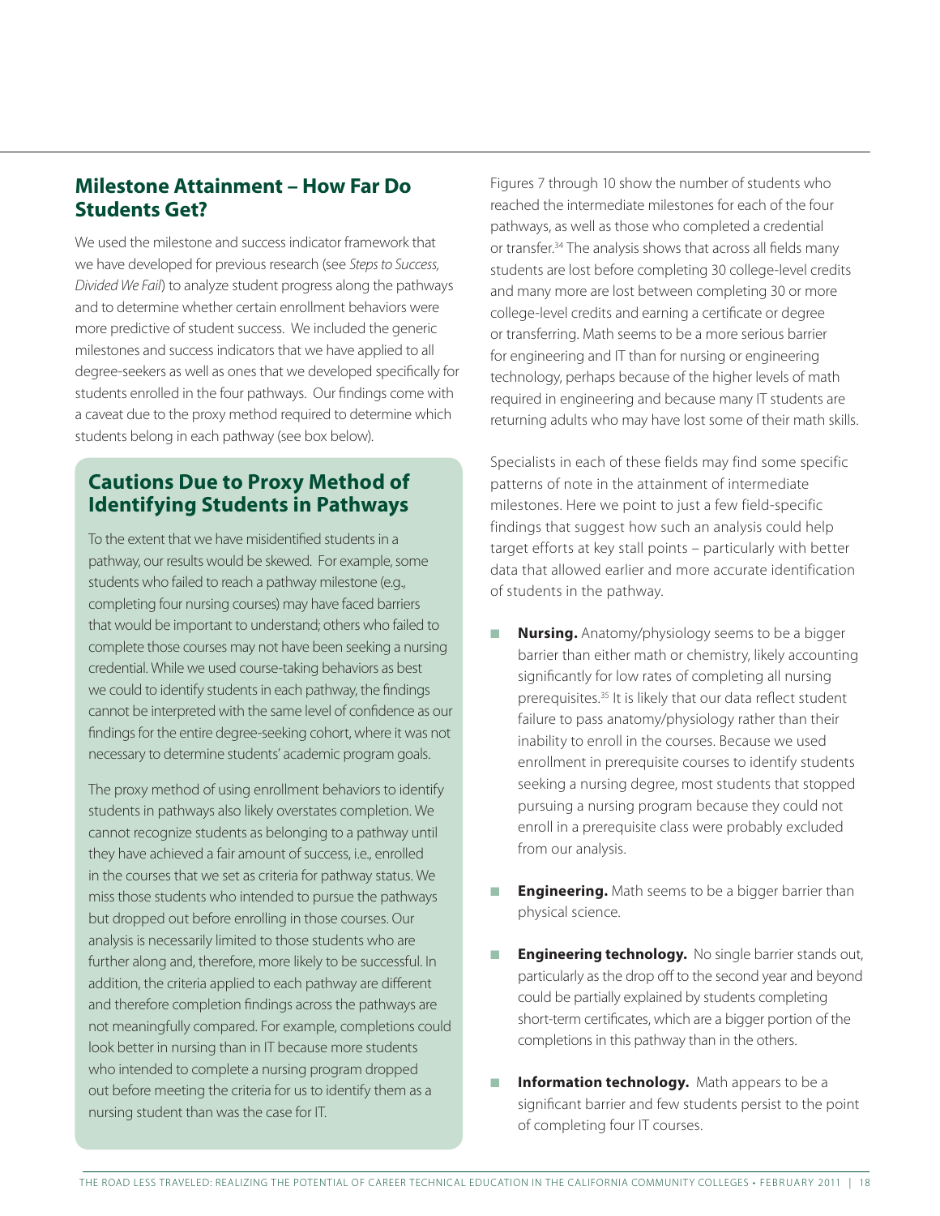## Milestone Attainment – How Far Do Students Get?

We used the milestone and success indicator framework that we have developed for previous research (see *Steps to Success, Divided We Fail*) to analyze student progress along the pathways and to determine whether certain enrollment behaviors were more predictive of student success. We included the generic milestones and success indicators that we have applied to all degree-seekers as well as ones that we developed specifically for students enrolled in the four pathways. Our findings come with a caveat due to the proxy method required to determine which students belong in each pathway (see box below).

### Cautions Due to Proxy Method of Identifying Students in Pathways

To the extent that we have misidentified students in a pathway, our results would be skewed. For example, some students who failed to reach a pathway milestone (e.g., completing four nursing courses) may have faced barriers that would be important to understand; others who failed to complete those courses may not have been seeking a nursing credential. While we used course-taking behaviors as best we could to identify students in each pathway, the findings cannot be interpreted with the same level of confidence as our findings for the entire degree-seeking cohort, where it was not necessary to determine students' academic program goals.

The proxy method of using enrollment behaviors to identify students in pathways also likely overstates completion. We cannot recognize students as belonging to a pathway until they have achieved a fair amount of success, i.e., enrolled in the courses that we set as criteria for pathway status. We miss those students who intended to pursue the pathways but dropped out before enrolling in those courses. Our analysis is necessarily limited to those students who are further along and, therefore, more likely to be successful. In addition, the criteria applied to each pathway are different and therefore completion findings across the pathways are not meaningfully compared. For example, completions could look better in nursing than in IT because more students who intended to complete a nursing program dropped out before meeting the criteria for us to identify them as a nursing student than was the case for IT.

Figures 7 through 10 show the number of students who reached the intermediate milestones for each of the four pathways, as well as those who completed a credential or transfer.[34] The analysis shows that across all fields many students are lost before completing 30 college-level credits and many more are lost between completing 30 or more college-level credits and earning a certificate or degree or transferring. Math seems to be a more serious barrier for engineering and IT than for nursing or engineering technology, perhaps because of the higher levels of math required in engineering and because many IT students are returning adults who may have lost some of their math skills.

Specialists in each of these fields may find some specific patterns of note in the attainment of intermediate milestones. Here we point to just a few field-specific findings that suggest how such an analysis could help target efforts at key stall points – particularly with better data that allowed earlier and more accurate identification of students in the pathway.

- **Nursing.** Anatomy/physiology seems to be a bigger barrier than either math or chemistry, likely accounting significantly for low rates of completing all nursing prerequisites.[35] It is likely that our data reflect student failure to pass anatomy/physiology rather than their inability to enroll in the courses. Because we used enrollment in prerequisite courses to identify students seeking a nursing degree, most students that stopped pursuing a nursing program because they could not enroll in a prerequisite class were probably excluded from our analysis.
- **Engineering.** Math seems to be a bigger barrier than physical science.
- **Engineering technology.** No single barrier stands out, particularly as the drop off to the second year and beyond could be partially explained by students completing short-term certificates, which are a bigger portion of the completions in this pathway than in the others.
- **Information technology.** Math appears to be a significant barrier and few students persist to the point of completing four IT courses.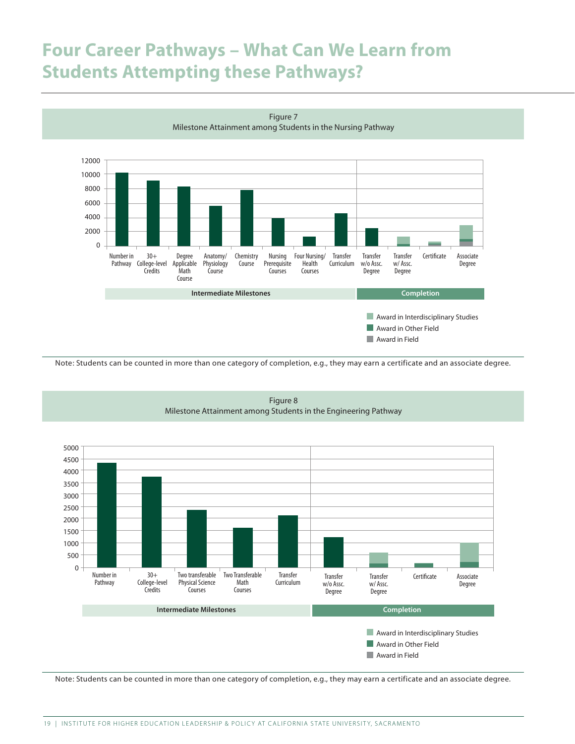# Four Career Pathways – What Can We Learn from Students Attempting these Pathways?

Figure 7
Milestone Attainment among Students in the Nursing Pathway

Note: Students can be counted in more than one category of completion, e.g., they may earn a certificate and an associate degree.

Figure 8
Milestone Attainment among Students in the Engineering Pathway

Note: Students can be counted in more than one category of completion, e.g., they may earn a certificate and an associate degree.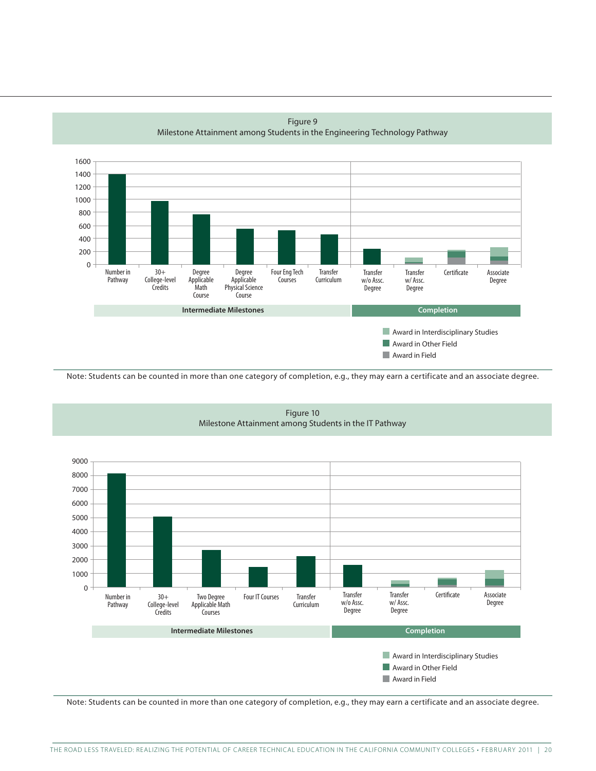Figure 9
Milestone Attainment among Students in the Engineering Technology Pathway

Note: Students can be counted in more than one category of completion, e.g., they may earn a certificate and an associate degree.

Figure 10
Milestone Attainment among Students in the IT Pathway

Note: Students can be counted in more than one category of completion, e.g., they may earn a certificate and an associate degree.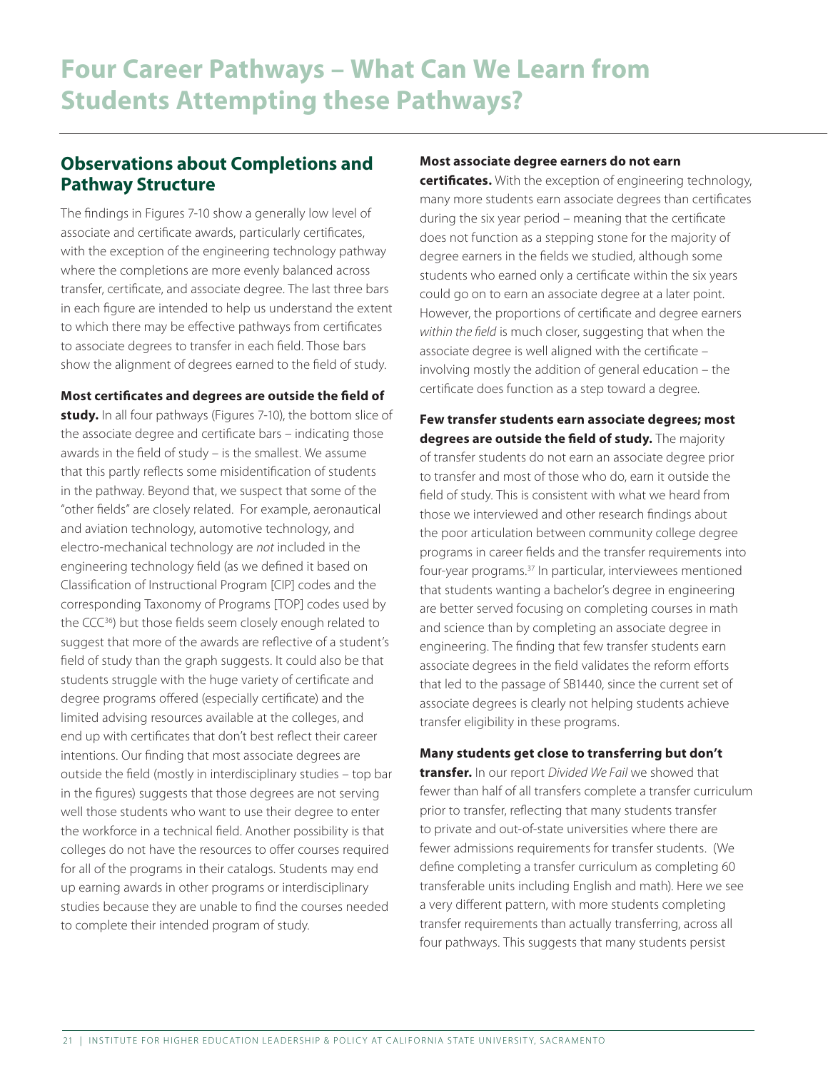# Four Career Pathways – What Can We Learn from Students Attempting these Pathways?

## Observations about Completions and Pathway Structure

The findings in Figures 7-10 show a generally low level of associate and certificate awards, particularly certificates, with the exception of the engineering technology pathway where the completions are more evenly balanced across transfer, certificate, and associate degree. The last three bars in each figure are intended to help us understand the extent to which there may be effective pathways from certificates to associate degrees to transfer in each field. Those bars show the alignment of degrees earned to the field of study.

**Most certificates and degrees are outside the field of study.** In all four pathways (Figures 7-10), the bottom slice of the associate degree and certificate bars – indicating those awards in the field of study – is the smallest. We assume that this partly reflects some misidentification of students in the pathway. Beyond that, we suspect that some of the "other fields" are closely related. For example, aeronautical and aviation technology, automotive technology, and electro-mechanical technology are *not* included in the engineering technology field (as we defined it based on Classification of Instructional Program [CIP] codes and the corresponding Taxonomy of Programs [TOP] codes used by the CCC[36]) but those fields seem closely enough related to suggest that more of the awards are reflective of a student's field of study than the graph suggests. It could also be that students struggle with the huge variety of certificate and degree programs offered (especially certificate) and the limited advising resources available at the colleges, and end up with certificates that don't best reflect their career intentions. Our finding that most associate degrees are outside the field (mostly in interdisciplinary studies – top bar in the figures) suggests that those degrees are not serving well those students who want to use their degree to enter the workforce in a technical field. Another possibility is that colleges do not have the resources to offer courses required for all of the programs in their catalogs. Students may end up earning awards in other programs or interdisciplinary studies because they are unable to find the courses needed to complete their intended program of study.

**Most associate degree earners do not earn certificates.** With the exception of engineering technology, many more students earn associate degrees than certificates during the six year period – meaning that the certificate does not function as a stepping stone for the majority of degree earners in the fields we studied, although some students who earned only a certificate within the six years could go on to earn an associate degree at a later point. However, the proportions of certificate and degree earners *within the field* is much closer, suggesting that when the associate degree is well aligned with the certificate – involving mostly the addition of general education – the certificate does function as a step toward a degree.

**Few transfer students earn associate degrees; most degrees are outside the field of study.** The majority of transfer students do not earn an associate degree prior to transfer and most of those who do, earn it outside the field of study. This is consistent with what we heard from those we interviewed and other research findings about the poor articulation between community college degree programs in career fields and the transfer requirements into four-year programs.[37] In particular, interviewees mentioned that students wanting a bachelor's degree in engineering are better served focusing on completing courses in math and science than by completing an associate degree in engineering. The finding that few transfer students earn associate degrees in the field validates the reform efforts that led to the passage of SB1440, since the current set of associate degrees is clearly not helping students achieve transfer eligibility in these programs.

**Many students get close to transferring but don't transfer.** In our report *Divided We Fail* we showed that fewer than half of all transfers complete a transfer curriculum prior to transfer, reflecting that many students transfer to private and out-of-state universities where there are fewer admissions requirements for transfer students. (We define completing a transfer curriculum as completing 60 transferable units including English and math). Here we see a very different pattern, with more students completing transfer requirements than actually transferring, across all four pathways. This suggests that many students persist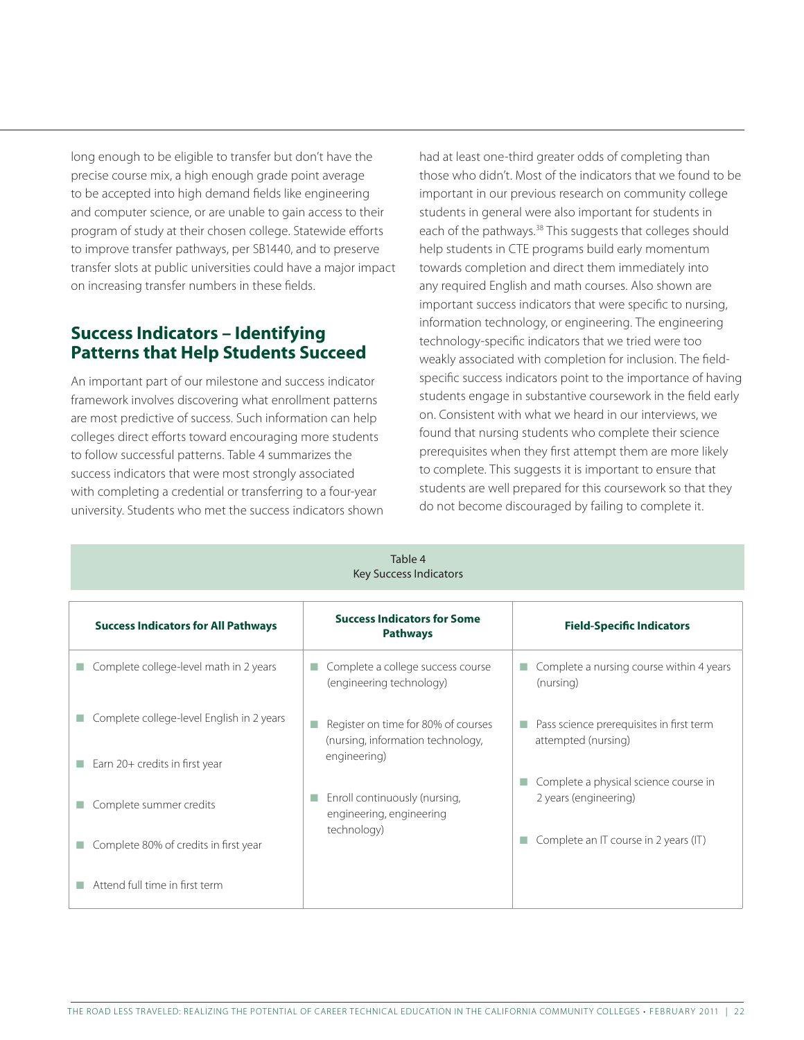long enough to be eligible to transfer but don't have the precise course mix, a high enough grade point average to be accepted into high demand fields like engineering and computer science, or are unable to gain access to their program of study at their chosen college. Statewide efforts to improve transfer pathways, per SB1440, and to preserve transfer slots at public universities could have a major impact on increasing transfer numbers in these fields.

## Success Indicators – Identifying Patterns that Help Students Succeed

An important part of our milestone and success indicator framework involves discovering what enrollment patterns are most predictive of success. Such information can help colleges direct efforts toward encouraging more students to follow successful patterns. Table 4 summarizes the success indicators that were most strongly associated with completing a credential or transferring to a four-year university. Students who met the success indicators shown had at least one-third greater odds of completing than those who didn't. Most of the indicators that we found to be important in our previous research on community college students in general were also important for students in each of the pathways.[38] This suggests that colleges should help students in CTE programs build early momentum towards completion and direct them immediately into any required English and math courses. Also shown are important success indicators that were specific to nursing, information technology, or engineering. The engineering technology-specific indicators that we tried were too weakly associated with completion for inclusion. The field-specific success indicators point to the importance of having students engage in substantive coursework in the field early on. Consistent with what we heard in our interviews, we found that nursing students who complete their science prerequisites when they first attempt them are more likely to complete. This suggests it is important to ensure that students are well prepared for this coursework so that they do not become discouraged by failing to complete it.

Table 4
Key Success Indicators

| Success Indicators for All Pathways | Success Indicators for Some Pathways | Field-Specific Indicators |
|---|---|---|
| Complete college-level math in 2 years | Complete a college success course (engineering technology) | Complete a nursing course within 4 years (nursing) |
| Complete college-level English in 2 years | Register on time for 80% of courses (nursing, information technology, engineering) | Pass science prerequisites in first term attempted (nursing) |
| Earn 20+ credits in first year | Enroll continuously (nursing, engineering, engineering technology) | Complete a physical science course in 2 years (engineering) |
| Complete summer credits | | Complete an IT course in 2 years (IT) |
| Complete 80% of credits in first year | | |
| Attend full time in first term | | |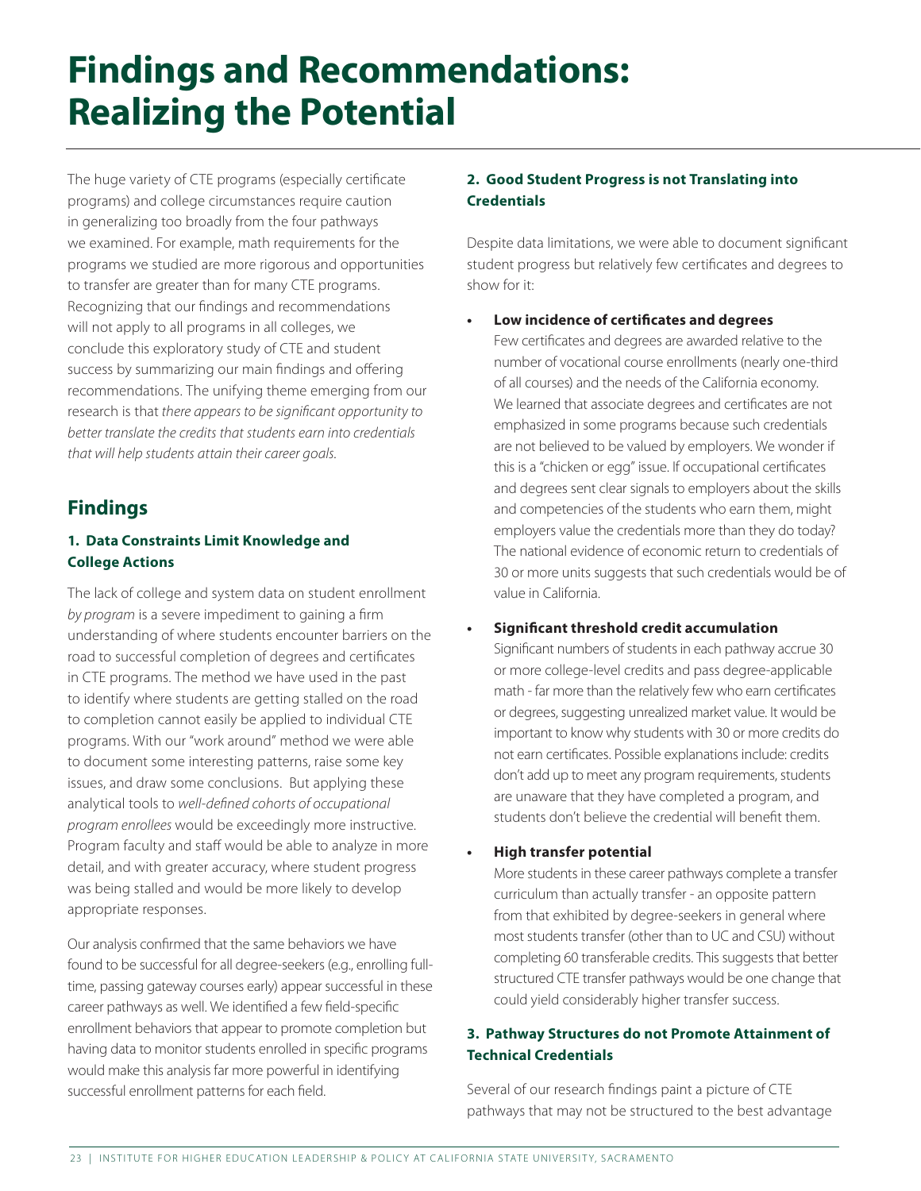# Findings and Recommendations: Realizing the Potential

The huge variety of CTE programs (especially certificate programs) and college circumstances require caution in generalizing too broadly from the four pathways we examined. For example, math requirements for the programs we studied are more rigorous and opportunities to transfer are greater than for many CTE programs. Recognizing that our findings and recommendations will not apply to all programs in all colleges, we conclude this exploratory study of CTE and student success by summarizing our main findings and offering recommendations. The unifying theme emerging from our research is that *there appears to be significant opportunity to better translate the credits that students earn into credentials that will help students attain their career goals.*

## Findings

### 1. Data Constraints Limit Knowledge and College Actions

The lack of college and system data on student enrollment *by program* is a severe impediment to gaining a firm understanding of where students encounter barriers on the road to successful completion of degrees and certificates in CTE programs. The method we have used in the past to identify where students are getting stalled on the road to completion cannot easily be applied to individual CTE programs. With our "work around" method we were able to document some interesting patterns, raise some key issues, and draw some conclusions. But applying these analytical tools to *well-defined cohorts of occupational program enrollees* would be exceedingly more instructive. Program faculty and staff would be able to analyze in more detail, and with greater accuracy, where student progress was being stalled and would be more likely to develop appropriate responses.

Our analysis confirmed that the same behaviors we have found to be successful for all degree-seekers (e.g., enrolling full-time, passing gateway courses early) appear successful in these career pathways as well. We identified a few field-specific enrollment behaviors that appear to promote completion but having data to monitor students enrolled in specific programs would make this analysis far more powerful in identifying successful enrollment patterns for each field.

### 2. Good Student Progress is not Translating into Credentials

Despite data limitations, we were able to document significant student progress but relatively few certificates and degrees to show for it:

- **Low incidence of certificates and degrees**
  Few certificates and degrees are awarded relative to the number of vocational course enrollments (nearly one-third of all courses) and the needs of the California economy. We learned that associate degrees and certificates are not emphasized in some programs because such credentials are not believed to be valued by employers. We wonder if this is a "chicken or egg" issue. If occupational certificates and degrees sent clear signals to employers about the skills and competencies of the students who earn them, might employers value the credentials more than they do today? The national evidence of economic return to credentials of 30 or more units suggests that such credentials would be of value in California.

- **Significant threshold credit accumulation**
  Significant numbers of students in each pathway accrue 30 or more college-level credits and pass degree-applicable math - far more than the relatively few who earn certificates or degrees, suggesting unrealized market value. It would be important to know why students with 30 or more credits do not earn certificates. Possible explanations include: credits don't add up to meet any program requirements, students are unaware that they have completed a program, and students don't believe the credential will benefit them.

- **High transfer potential**
  More students in these career pathways complete a transfer curriculum than actually transfer - an opposite pattern from that exhibited by degree-seekers in general where most students transfer (other than to UC and CSU) without completing 60 transferable credits. This suggests that better structured CTE transfer pathways would be one change that could yield considerably higher transfer success.

### 3. Pathway Structures do not Promote Attainment of Technical Credentials

Several of our research findings paint a picture of CTE pathways that may not be structured to the best advantage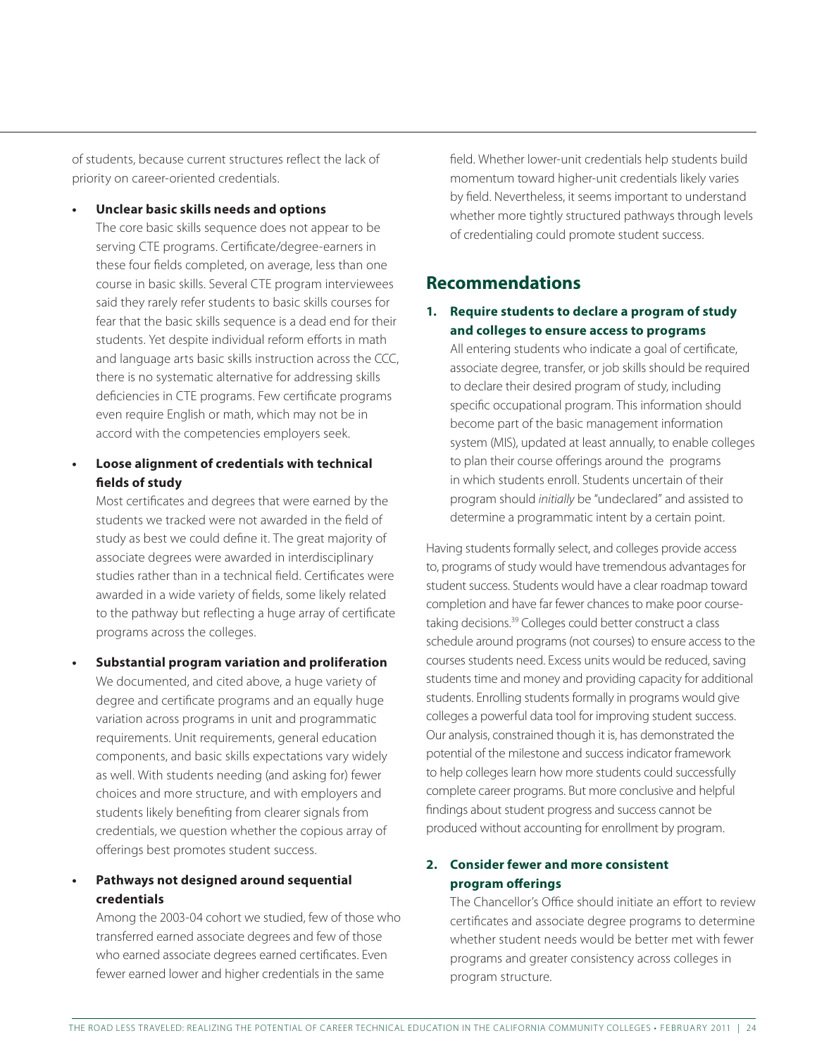of students, because current structures reflect the lack of priority on career-oriented credentials.

- **Unclear basic skills needs and options**
  The core basic skills sequence does not appear to be serving CTE programs. Certificate/degree-earners in these four fields completed, on average, less than one course in basic skills. Several CTE program interviewees said they rarely refer students to basic skills courses for fear that the basic skills sequence is a dead end for their students. Yet despite individual reform efforts in math and language arts basic skills instruction across the CCC, there is no systematic alternative for addressing skills deficiencies in CTE programs. Few certificate programs even require English or math, which may not be in accord with the competencies employers seek.

- **Loose alignment of credentials with technical fields of study**
  Most certificates and degrees that were earned by the students we tracked were not awarded in the field of study as best we could define it. The great majority of associate degrees were awarded in interdisciplinary studies rather than in a technical field. Certificates were awarded in a wide variety of fields, some likely related to the pathway but reflecting a huge array of certificate programs across the colleges.

- **Substantial program variation and proliferation**
  We documented, and cited above, a huge variety of degree and certificate programs and an equally huge variation across programs in unit and programmatic requirements. Unit requirements, general education components, and basic skills expectations vary widely as well. With students needing (and asking for) fewer choices and more structure, and with employers and students likely benefiting from clearer signals from credentials, we question whether the copious array of offerings best promotes student success.

- **Pathways not designed around sequential credentials**
  Among the 2003-04 cohort we studied, few of those who transferred earned associate degrees and few of those who earned associate degrees earned certificates. Even fewer earned lower and higher credentials in the same field. Whether lower-unit credentials help students build momentum toward higher-unit credentials likely varies by field. Nevertheless, it seems important to understand whether more tightly structured pathways through levels of credentialing could promote student success.

## Recommendations

1. **Require students to declare a program of study and colleges to ensure access to programs**
   All entering students who indicate a goal of certificate, associate degree, transfer, or job skills should be required to declare their desired program of study, including specific occupational program. This information should become part of the basic management information system (MIS), updated at least annually, to enable colleges to plan their course offerings around the programs in which students enroll. Students uncertain of their program should *initially* be "undeclared" and assisted to determine a programmatic intent by a certain point.

Having students formally select, and colleges provide access to, programs of study would have tremendous advantages for student success. Students would have a clear roadmap toward completion and have far fewer chances to make poor course-taking decisions.[39] Colleges could better construct a class schedule around programs (not courses) to ensure access to the courses students need. Excess units would be reduced, saving students time and money and providing capacity for additional students. Enrolling students formally in programs would give colleges a powerful data tool for improving student success. Our analysis, constrained though it is, has demonstrated the potential of the milestone and success indicator framework to help colleges learn how more students could successfully complete career programs. But more conclusive and helpful findings about student progress and success cannot be produced without accounting for enrollment by program.

2. **Consider fewer and more consistent program offerings**
   The Chancellor's Office should initiate an effort to review certificates and associate degree programs to determine whether student needs would be better met with fewer programs and greater consistency across colleges in program structure.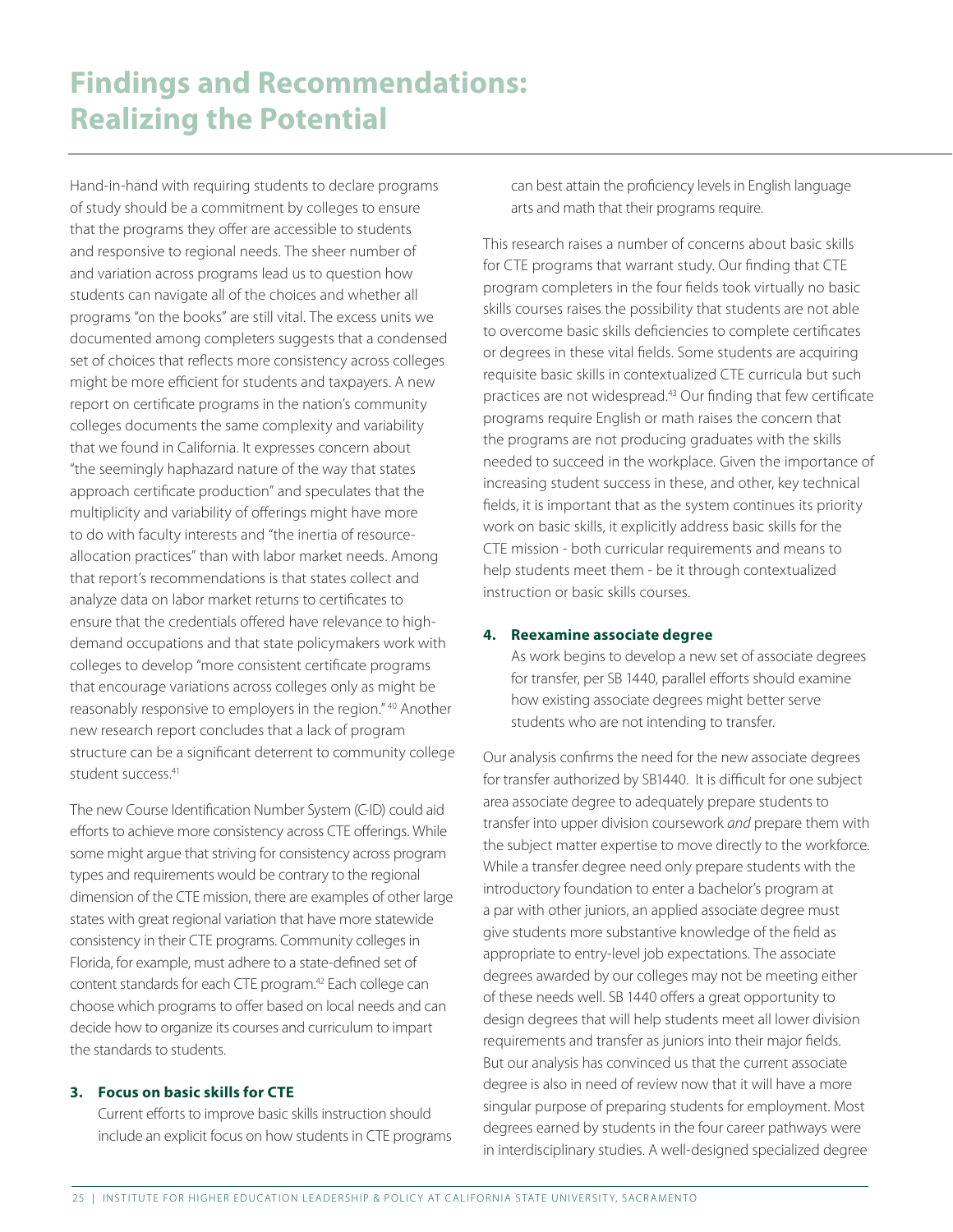# Findings and Recommendations: Realizing the Potential

Hand-in-hand with requiring students to declare programs of study should be a commitment by colleges to ensure that the programs they offer are accessible to students and responsive to regional needs. The sheer number of and variation across programs lead us to question how students can navigate all of the choices and whether all programs "on the books" are still vital. The excess units we documented among completers suggests that a condensed set of choices that reflects more consistency across colleges might be more efficient for students and taxpayers. A new report on certificate programs in the nation's community colleges documents the same complexity and variability that we found in California. It expresses concern about "the seemingly haphazard nature of the way that states approach certificate production" and speculates that the multiplicity and variability of offerings might have more to do with faculty interests and "the inertia of resource-allocation practices" than with labor market needs. Among that report's recommendations is that states collect and analyze data on labor market returns to certificates to ensure that the credentials offered have relevance to high-demand occupations and that state policymakers work with colleges to develop "more consistent certificate programs that encourage variations across colleges only as might be reasonably responsive to employers in the region."[40] Another new research report concludes that a lack of program structure can be a significant deterrent to community college student success.[41]

The new Course Identification Number System (C-ID) could aid efforts to achieve more consistency across CTE offerings. While some might argue that striving for consistency across program types and requirements would be contrary to the regional dimension of the CTE mission, there are examples of other large states with great regional variation that have more statewide consistency in their CTE programs. Community colleges in Florida, for example, must adhere to a state-defined set of content standards for each CTE program.[42] Each college can choose which programs to offer based on local needs and can decide how to organize its courses and curriculum to impart the standards to students.

**3. Focus on basic skills for CTE**

Current efforts to improve basic skills instruction should include an explicit focus on how students in CTE programs can best attain the proficiency levels in English language arts and math that their programs require.

This research raises a number of concerns about basic skills for CTE programs that warrant study. Our finding that CTE program completers in the four fields took virtually no basic skills courses raises the possibility that students are not able to overcome basic skills deficiencies to complete certificates or degrees in these vital fields. Some students are acquiring requisite basic skills in contextualized CTE curricula but such practices are not widespread.[43] Our finding that few certificate programs require English or math raises the concern that the programs are not producing graduates with the skills needed to succeed in the workplace. Given the importance of increasing student success in these, and other, key technical fields, it is important that as the system continues its priority work on basic skills, it explicitly address basic skills for the CTE mission - both curricular requirements and means to help students meet them - be it through contextualized instruction or basic skills courses.

**4. Reexamine associate degree**

As work begins to develop a new set of associate degrees for transfer, per SB 1440, parallel efforts should examine how existing associate degrees might better serve students who are not intending to transfer.

Our analysis confirms the need for the new associate degrees for transfer authorized by SB1440. It is difficult for one subject area associate degree to adequately prepare students to transfer into upper division coursework *and* prepare them with the subject matter expertise to move directly to the workforce. While a transfer degree need only prepare students with the introductory foundation to enter a bachelor's program at a par with other juniors, an applied associate degree must give students more substantive knowledge of the field as appropriate to entry-level job expectations. The associate degrees awarded by our colleges may not be meeting either of these needs well. SB 1440 offers a great opportunity to design degrees that will help students meet all lower division requirements and transfer as juniors into their major fields. But our analysis has convinced us that the current associate degree is also in need of review now that it will have a more singular purpose of preparing students for employment. Most degrees earned by students in the four career pathways were in interdisciplinary studies. A well-designed specialized degree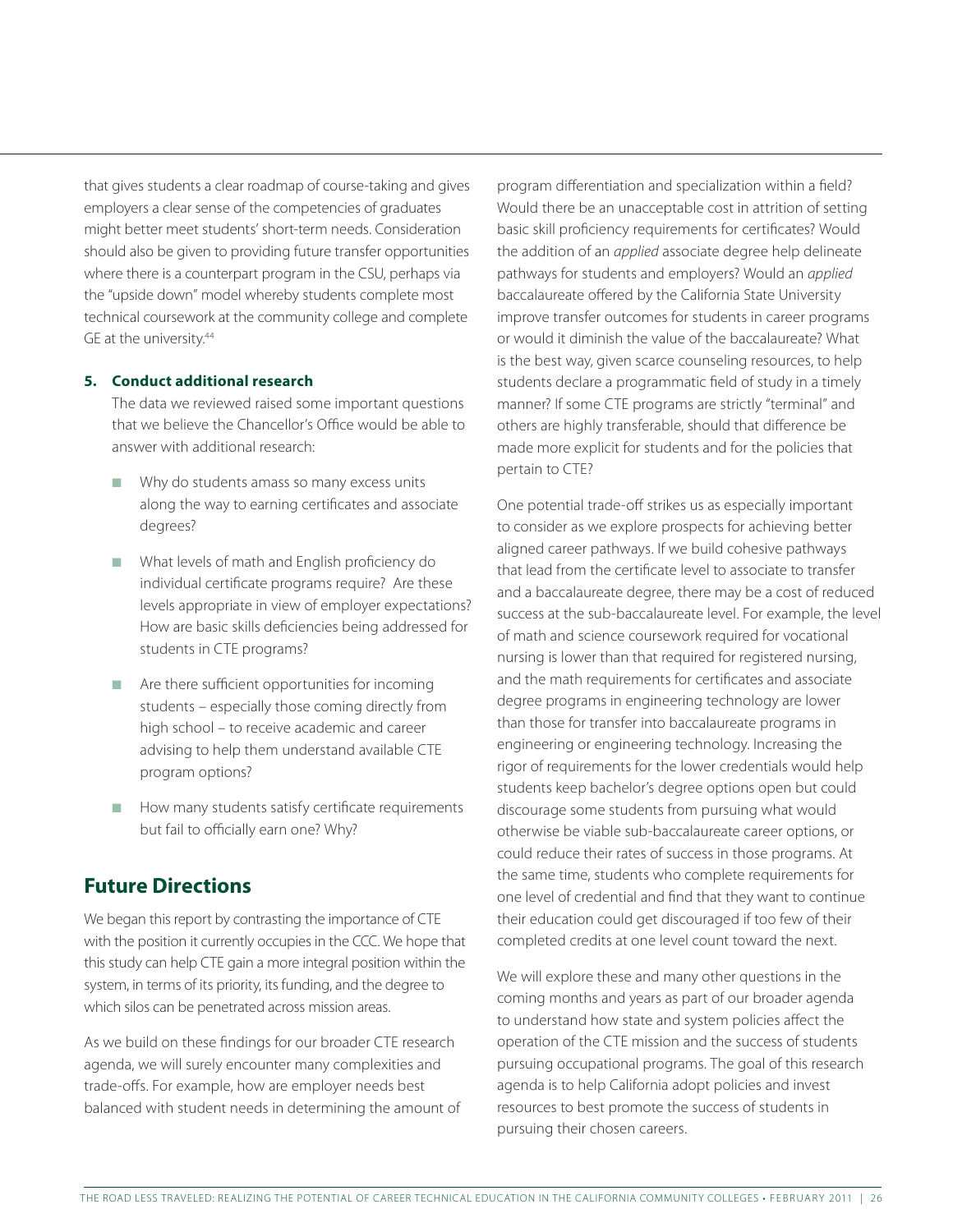that gives students a clear roadmap of course-taking and gives employers a clear sense of the competencies of graduates might better meet students' short-term needs. Consideration should also be given to providing future transfer opportunities where there is a counterpart program in the CSU, perhaps via the "upside down" model whereby students complete most technical coursework at the community college and complete GE at the university.[44]

5. **Conduct additional research**

   The data we reviewed raised some important questions that we believe the Chancellor's Office would be able to answer with additional research:

   - Why do students amass so many excess units along the way to earning certificates and associate degrees?
   - What levels of math and English proficiency do individual certificate programs require? Are these levels appropriate in view of employer expectations? How are basic skills deficiencies being addressed for students in CTE programs?
   - Are there sufficient opportunities for incoming students – especially those coming directly from high school – to receive academic and career advising to help them understand available CTE program options?
   - How many students satisfy certificate requirements but fail to officially earn one? Why?

## Future Directions

We began this report by contrasting the importance of CTE with the position it currently occupies in the CCC. We hope that this study can help CTE gain a more integral position within the system, in terms of its priority, its funding, and the degree to which silos can be penetrated across mission areas.

As we build on these findings for our broader CTE research agenda, we will surely encounter many complexities and trade-offs. For example, how are employer needs best balanced with student needs in determining the amount of program differentiation and specialization within a field? Would there be an unacceptable cost in attrition of setting basic skill proficiency requirements for certificates? Would the addition of an *applied* associate degree help delineate pathways for students and employers? Would an *applied* baccalaureate offered by the California State University improve transfer outcomes for students in career programs or would it diminish the value of the baccalaureate? What is the best way, given scarce counseling resources, to help students declare a programmatic field of study in a timely manner? If some CTE programs are strictly "terminal" and others are highly transferable, should that difference be made more explicit for students and for the policies that pertain to CTE?

One potential trade-off strikes us as especially important to consider as we explore prospects for achieving better aligned career pathways. If we build cohesive pathways that lead from the certificate level to associate to transfer and a baccalaureate degree, there may be a cost of reduced success at the sub-baccalaureate level. For example, the level of math and science coursework required for vocational nursing is lower than that required for registered nursing, and the math requirements for certificates and associate degree programs in engineering technology are lower than those for transfer into baccalaureate programs in engineering or engineering technology. Increasing the rigor of requirements for the lower credentials would help students keep bachelor's degree options open but could discourage some students from pursuing what would otherwise be viable sub-baccalaureate career options, or could reduce their rates of success in those programs. At the same time, students who complete requirements for one level of credential and find that they want to continue their education could get discouraged if too few of their completed credits at one level count toward the next.

We will explore these and many other questions in the coming months and years as part of our broader agenda to understand how state and system policies affect the operation of the CTE mission and the success of students pursuing occupational programs. The goal of this research agenda is to help California adopt policies and invest resources to best promote the success of students in pursuing their chosen careers.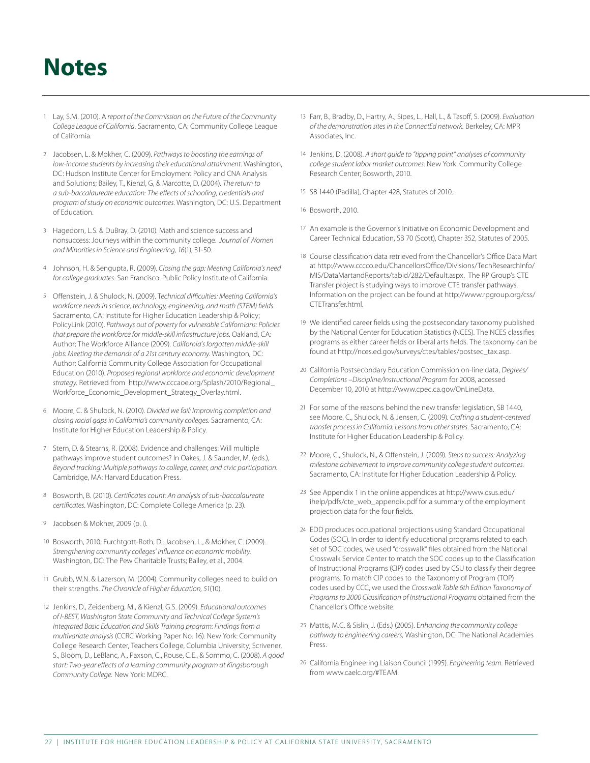# Notes

1. Lay, S.M. (2010). A *report of the Commission on the Future of the Community College League of California.* Sacramento, CA: Community College League of California.

2. Jacobsen, L. & Mokher, C. (2009). *Pathways to boosting the earnings of low-income students by increasing their educational attainment.* Washington, DC: Hudson Institute Center for Employment Policy and CNA Analysis and Solutions; Bailey, T., Kienzl, G., & Marcotte, D. (2004). *The return to a sub-baccalaureate education: The effects of schooling, credentials and program of study on economic outcomes.* Washington, DC: U.S. Department of Education.

3. Hagedorn, L.S. & DuBray, D. (2010). Math and science success and nonsuccess: Journeys within the community college. *Journal of Women and Minorities in Science and Engineering, 16*(1), 31-50.

4. Johnson, H. & Sengupta, R. (2009). *Closing the gap: Meeting California's need for college graduates.* San Francisco: Public Policy Institute of California.

5. Offenstein, J. & Shulock, N. (2009). T*echnical difficulties: Meeting California's workforce needs in science, technology, engineering, and math (STEM) fields.* Sacramento, CA: Institute for Higher Education Leadership & Policy; PolicyLink (2010). *Pathways out of poverty for vulnerable Californians: Policies that prepare the workforce for middle-skill infrastructure jobs.* Oakland, CA: Author; The Workforce Alliance (2009). *California's forgotten middle-skill jobs: Meeting the demands of a 21st century economy.* Washington, DC: Author; California Community College Association for Occupational Education (2010). *Proposed regional workforce and economic development strategy.* Retrieved from http://www.cccaoe.org/Splash/2010/Regional_Workforce_Economic_Development_Strategy_Overlay.html.

6. Moore, C. & Shulock, N. (2010). *Divided we fail: Improving completion and closing racial gaps in California's community colleges.* Sacramento, CA: Institute for Higher Education Leadership & Policy.

7. Stern, D. & Stearns, R. (2008). Evidence and challenges: Will multiple pathways improve student outcomes? In Oakes, J. & Saunder, M. (eds.), *Beyond tracking: Multiple pathways to college, career, and civic participation.* Cambridge, MA: Harvard Education Press.

8. Bosworth, B. (2010). *Certificates count: An analysis of sub-baccalaureate certificates.* Washington, DC: Complete College America (p. 23).

9. Jacobsen & Mokher, 2009 (p. i).

10. Bosworth, 2010; Furchtgott-Roth, D., Jacobsen, L., & Mokher, C. (2009). *Strengthening community colleges' influence on economic mobility.* Washington, DC: The Pew Charitable Trusts; Bailey, et al., 2004.

11. Grubb, W.N. & Lazerson, M. (2004). Community colleges need to build on their strengths. *The Chronicle of Higher Education, 51*(10).

12. Jenkins, D., Zeidenberg, M., & Kienzl, G.S. (2009). *Educational outcomes of I-BEST, Washington State Community and Technical College System's Integrated Basic Education and Skills Training program: Findings from a multivariate analysis* (CCRC Working Paper No. 16). New York: Community College Research Center, Teachers College, Columbia University; Scrivener, S., Bloom, D., LeBlanc, A., Paxson, C., Rouse, C.E., & Sommo, C. (2008). *A good start: Two-year effects of a learning community program at Kingsborough Community College.* New York: MDRC.

13. Farr, B., Bradby, D., Hartry, A., Sipes, L., Hall, L., & Tasoff, S. (2009). *Evaluation of the demonstration sites in the ConnectEd network.* Berkeley, CA: MPR Associates, Inc.

14. Jenkins, D. (2008). *A short guide to "tipping point" analyses of community college student labor market outcomes.* New York: Community College Research Center; Bosworth, 2010.

15. SB 1440 (Padilla), Chapter 428, Statutes of 2010.

16. Bosworth, 2010.

17. An example is the Governor's Initiative on Economic Development and Career Technical Education, SB 70 (Scott), Chapter 352, Statutes of 2005.

18. Course classification data retrieved from the Chancellor's Office Data Mart at http://www.cccco.edu/ChancellorsOffice/Divisions/TechResearchInfo/MIS/DataMartandReports/tabid/282/Default.aspx. The RP Group's CTE Transfer project is studying ways to improve CTE transfer pathways. Information on the project can be found at http://www.rpgroup.org/css/CTETransfer.html.

19. We identified career fields using the postsecondary taxonomy published by the National Center for Education Statistics (NCES). The NCES classifies programs as either career fields or liberal arts fields. The taxonomy can be found at http://nces.ed.gov/surveys/ctes/tables/postsec_tax.asp.

20. California Postsecondary Education Commission on-line data, *Degrees/Completions –Discipline/Instructional Program* for 2008, accessed December 10, 2010 at http://www.cpec.ca.gov/OnLineData.

21. For some of the reasons behind the new transfer legislation, SB 1440, see Moore, C., Shulock, N. & Jensen, C. (2009). *Crafting a student-centered transfer process in California: Lessons from other states.* Sacramento, CA: Institute for Higher Education Leadership & Policy.

22. Moore, C., Shulock, N., & Offenstein, J. (2009). *Steps to success: Analyzing milestone achievement to improve community college student outcomes.* Sacramento, CA: Institute for Higher Education Leadership & Policy.

23. See Appendix 1 in the online appendices at http://www.csus.edu/ihelp/pdfs/cte_web_appendix.pdf for a summary of the employment projection data for the four fields.

24. EDD produces occupational projections using Standard Occupational Codes (SOC). In order to identify educational programs related to each set of SOC codes, we used "crosswalk" files obtained from the National Crosswalk Service Center to match the SOC codes up to the Classification of Instructional Programs (CIP) codes used by CSU to classify their degree programs. To match CIP codes to the Taxonomy of Program (TOP) codes used by CCC, we used the *Crosswalk Table 6th Edition Taxonomy of Programs to 2000 Classification of Instructional Programs* obtained from the Chancellor's Office website.

25. Mattis, M.C. & Sislin, J. (Eds.) (2005). E*nhancing the community college pathway to engineering careers,* Washington, DC: The National Academies Press.

26. California Engineering Liaison Council (1995). *Engineering team.* Retrieved from www.caelc.org/#TEAM.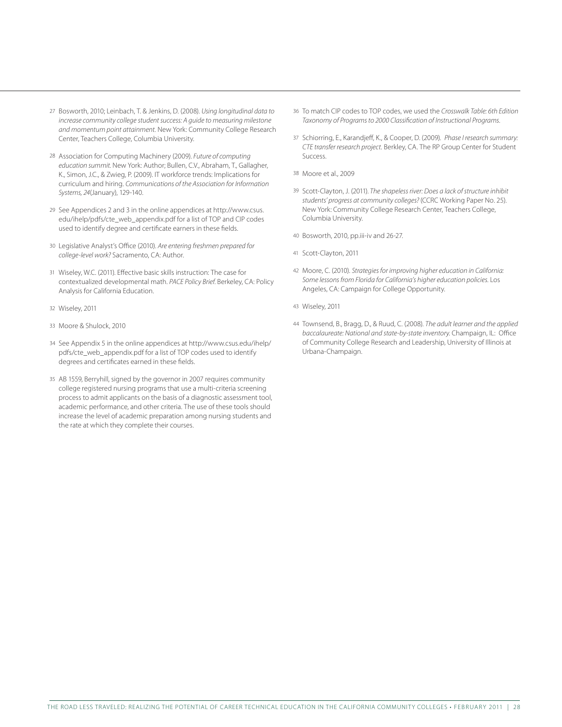27 Bosworth, 2010; Leinbach, T. & Jenkins, D. (2008). *Using longitudinal data to increase community college student success: A guide to measuring milestone and momentum point attainment.* New York: Community College Research Center, Teachers College, Columbia University.

28 Association for Computing Machinery (2009). *Future of computing education summit.* New York: Author; Bullen, C.V., Abraham, T., Gallagher, K., Simon, J.C., & Zwieg, P. (2009). IT workforce trends: Implications for curriculum and hiring. *Communications of the Association for Information Systems, 24*(January), 129-140.

29 See Appendices 2 and 3 in the online appendices at http://www.csus.edu/ihelp/pdfs/cte_web_appendix.pdf for a list of TOP and CIP codes used to identify degree and certificate earners in these fields.

30 Legislative Analyst's Office (2010). *Are entering freshmen prepared for college-level work?* Sacramento, CA: Author.

31 Wiseley, W.C. (2011). Effective basic skills instruction: The case for contextualized developmental math. *PACE Policy Brief.* Berkeley, CA: Policy Analysis for California Education.

32 Wiseley, 2011

33 Moore & Shulock, 2010

34 See Appendix 5 in the online appendices at http://www.csus.edu/ihelp/pdfs/cte_web_appendix.pdf for a list of TOP codes used to identify degrees and certificates earned in these fields.

35 AB 1559, Berryhill, signed by the governor in 2007 requires community college registered nursing programs that use a multi-criteria screening process to admit applicants on the basis of a diagnostic assessment tool, academic performance, and other criteria. The use of these tools should increase the level of academic preparation among nursing students and the rate at which they complete their courses.

36 To match CIP codes to TOP codes, we used the *Crosswalk Table: 6th Edition Taxonomy of Programs to 2000 Classification of Instructional Programs.*

37 Schiorring, E., Karandjeff, K., & Cooper, D. (2009). *Phase I research summary: CTE transfer research project.* Berkley, CA. The RP Group Center for Student Success.

38 Moore et al., 2009

39 Scott-Clayton, J. (2011). *The shapeless river: Does a lack of structure inhibit students' progress at community colleges?* (CCRC Working Paper No. 25). New York: Community College Research Center, Teachers College, Columbia University.

40 Bosworth, 2010, pp.iii-iv and 26-27.

41 Scott-Clayton, 2011

42 Moore, C. (2010). *Strategies for improving higher education in California: Some lessons from Florida for California's higher education policies.* Los Angeles, CA: Campaign for College Opportunity.

43 Wiseley, 2011

44 Townsend, B., Bragg, D., & Ruud, C. (2008). *The adult learner and the applied baccalaureate: National and state-by-state inventory.* Champaign, IL: Office of Community College Research and Leadership, University of Illinois at Urbana-Champaign.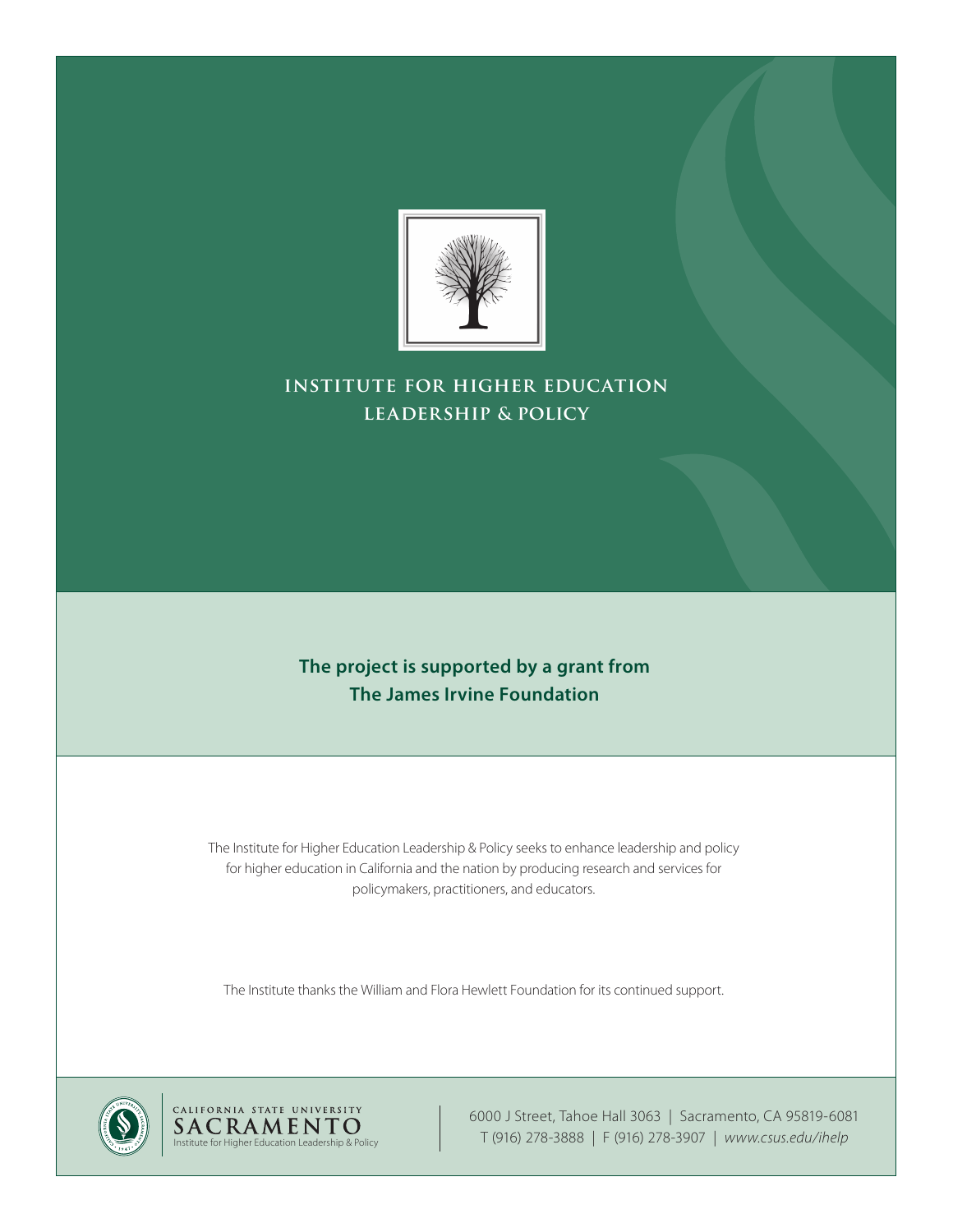**INSTITUTE FOR HIGHER EDUCATION LEADERSHIP & POLICY**

**The project is supported by a grant from The James Irvine Foundation**

The Institute for Higher Education Leadership & Policy seeks to enhance leadership and policy for higher education in California and the nation by producing research and services for policymakers, practitioners, and educators.

The Institute thanks the William and Flora Hewlett Foundation for its continued support.

CALIFORNIA STATE UNIVERSITY
SACRAMENTO
Institute for Higher Education Leadership & Policy

6000 J Street, Tahoe Hall 3063 | Sacramento, CA 95819-6081
T (916) 278-3888 | F (916) 278-3907 | *www.csus.edu/ihelp*